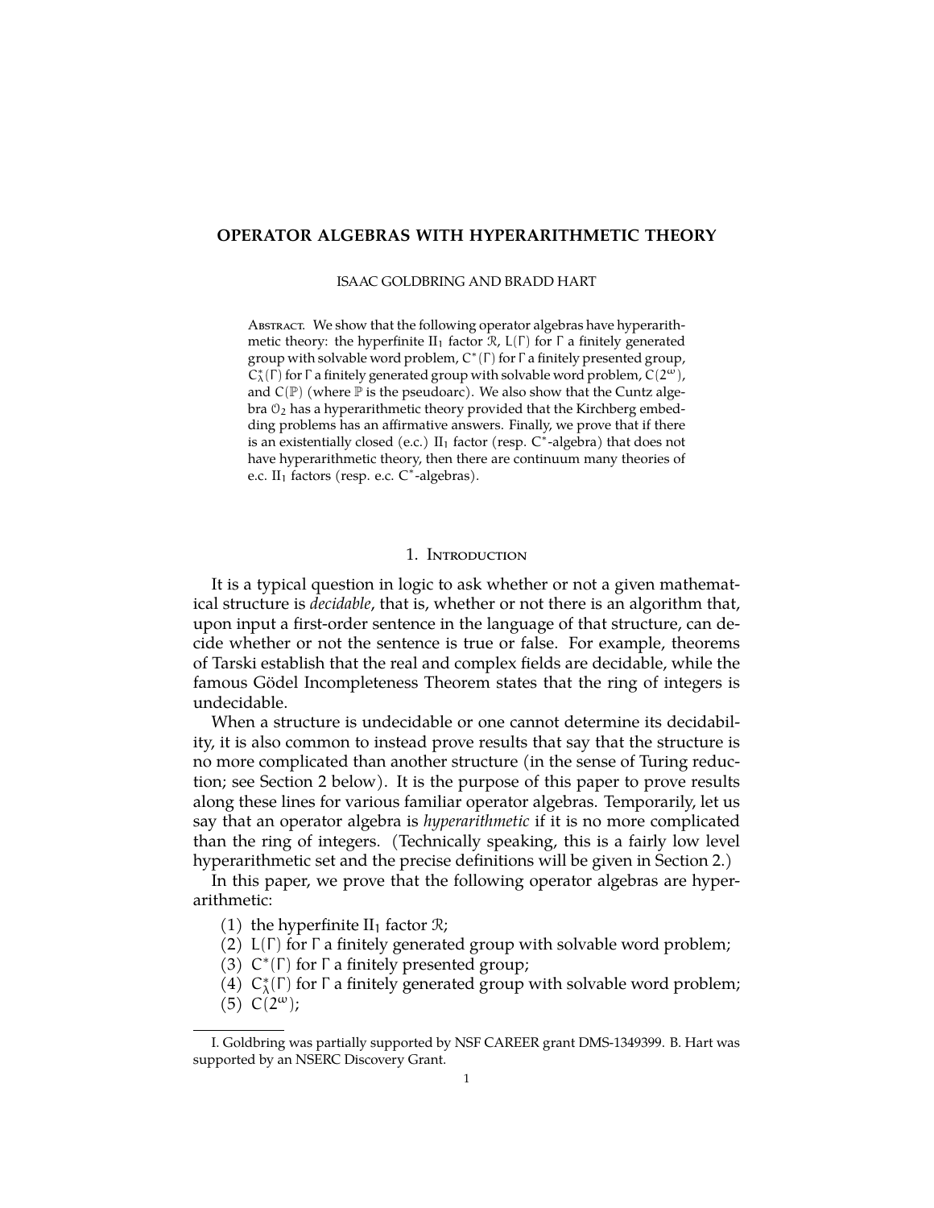# OPERATOR ALGEBRAS WITH HYPERARITHMETIC THEORY

ISAAC GOLDBRING AND BRADD HART

ABSTRACT. We show that the following operator algebras have hyperarithmetic theory: the hyperfinite $\mathrm{II}_1$ factor $\mathcal{R}$, $L(\Gamma)$ for $\Gamma$ a finitely generated group with solvable word problem, $C^*(\Gamma)$ for $\Gamma$ a finitely presented group, $C^*_\lambda(\Gamma)$ for $\Gamma$ a finitely generated group with solvable word problem, $C(2^\omega)$, and $C(\mathbb{P})$ (where $\mathbb{P}$ is the pseudoarc). We also show that the Cuntz algebra $\mathcal{O}_2$ has a hyperarithmetic theory provided that the Kirchberg embedding problems has an affirmative answers. Finally, we prove that if there is an existentially closed (e.c.) $\mathrm{II}_1$ factor (resp. $C^*$-algebra) that does not have hyperarithmetic theory, then there are continuum many theories of e.c. $\mathrm{II}_1$ factors (resp. e.c. $C^*$-algebras).

## 1. Introduction

It is a typical question in logic to ask whether or not a given mathematical structure is *decidable*, that is, whether or not there is an algorithm that, upon input a first-order sentence in the language of that structure, can decide whether or not the sentence is true or false. For example, theorems of Tarski establish that the real and complex fields are decidable, while the famous Gödel Incompleteness Theorem states that the ring of integers is undecidable.

When a structure is undecidable or one cannot determine its decidability, it is also common to instead prove results that say that the structure is no more complicated than another structure (in the sense of Turing reduction; see Section 2 below). It is the purpose of this paper to prove results along these lines for various familiar operator algebras. Temporarily, let us say that an operator algebra is *hyperarithmetic* if it is no more complicated than the ring of integers. (Technically speaking, this is a fairly low level hyperarithmetic set and the precise definitions will be given in Section 2.)

In this paper, we prove that the following operator algebras are hyperarithmetic:

(1) the hyperfinite $\mathrm{II}_1$ factor $\mathcal{R}$;
(2) $L(\Gamma)$ for $\Gamma$ a finitely generated group with solvable word problem;
(3) $C^*(\Gamma)$ for $\Gamma$ a finitely presented group;
(4) $C^*_\lambda(\Gamma)$ for $\Gamma$ a finitely generated group with solvable word problem;
(5) $C(2^\omega)$;

I. Goldbring was partially supported by NSF CAREER grant DMS-1349399. B. Hart was supported by an NSERC Discovery Grant.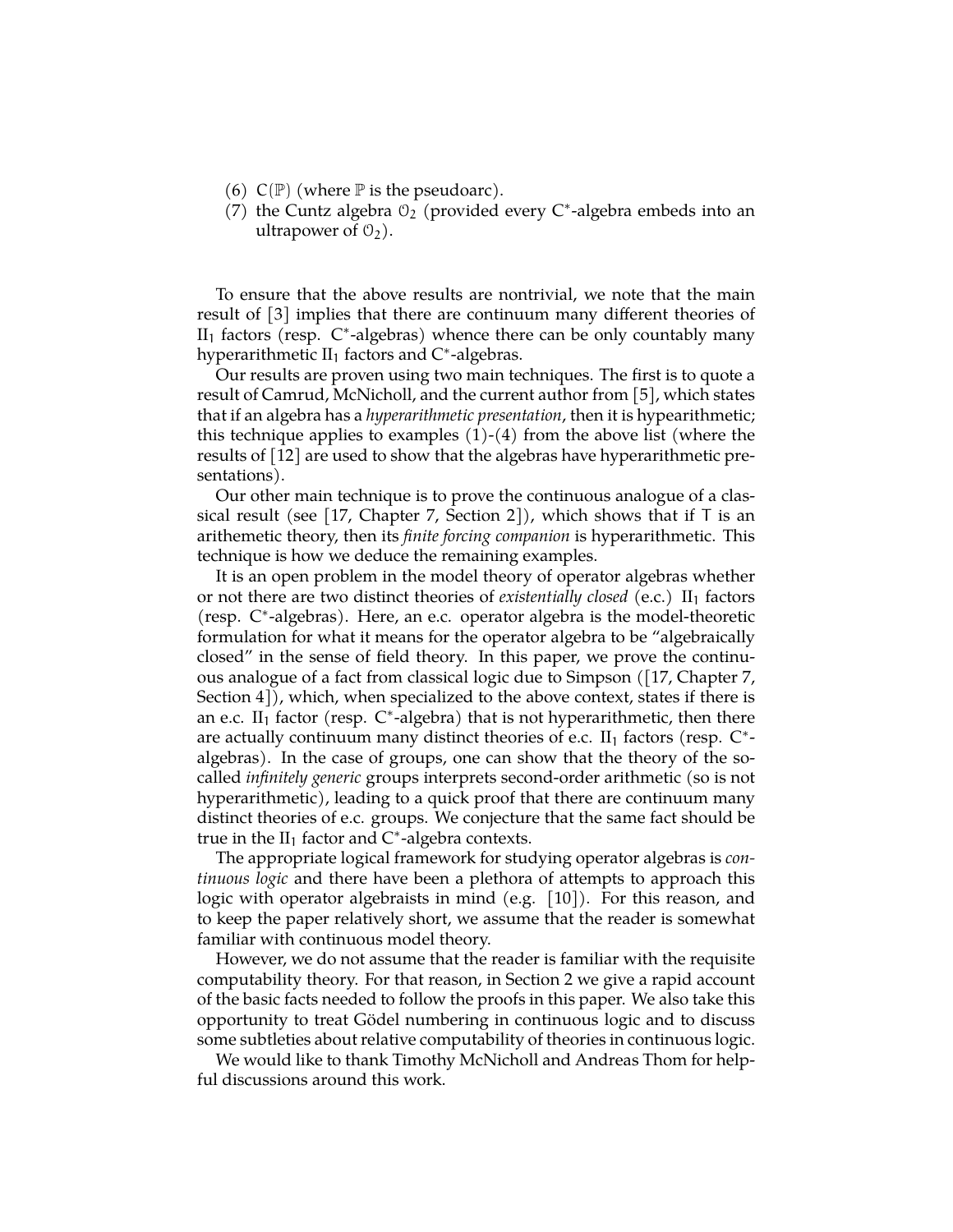(6) $C(\mathbb{P})$ (where $\mathbb{P}$ is the pseudoarc).
(7) the Cuntz algebra $\mathcal{O}_2$ (provided every $C^*$-algebra embeds into an ultrapower of $\mathcal{O}_2$).

To ensure that the above results are nontrivial, we note that the main result of [3] implies that there are continuum many different theories of $\mathrm{II}_1$ factors (resp. $C^*$-algebras) whence there can be only countably many hyperarithmetic $\mathrm{II}_1$ factors and $C^*$-algebras.

Our results are proven using two main techniques. The first is to quote a result of Camrud, McNicholl, and the current author from [5], which states that if an algebra has a *hyperarithmetic presentation*, then it is hypearithmetic; this technique applies to examples (1)-(4) from the above list (where the results of [12] are used to show that the algebras have hyperarithmetic presentations).

Our other main technique is to prove the continuous analogue of a classical result (see [17, Chapter 7, Section 2]), which shows that if T is an arithemetic theory, then its *finite forcing companion* is hyperarithmetic. This technique is how we deduce the remaining examples.

It is an open problem in the model theory of operator algebras whether or not there are two distinct theories of *existentially closed* (e.c.) $\mathrm{II}_1$ factors (resp. $C^*$-algebras). Here, an e.c. operator algebra is the model-theoretic formulation for what it means for the operator algebra to be "algebraically closed" in the sense of field theory. In this paper, we prove the continuous analogue of a fact from classical logic due to Simpson ([17, Chapter 7, Section 4]), which, when specialized to the above context, states if there is an e.c. $\mathrm{II}_1$ factor (resp. $C^*$-algebra) that is not hyperarithmetic, then there are actually continuum many distinct theories of e.c. $\mathrm{II}_1$ factors (resp. $C^*$-algebras). In the case of groups, one can show that the theory of the so-called *infinitely generic* groups interprets second-order arithmetic (so is not hyperarithmetic), leading to a quick proof that there are continuum many distinct theories of e.c. groups. We conjecture that the same fact should be true in the $\mathrm{II}_1$ factor and $C^*$-algebra contexts.

The appropriate logical framework for studying operator algebras is *continuous logic* and there have been a plethora of attempts to approach this logic with operator algebraists in mind (e.g. [10]). For this reason, and to keep the paper relatively short, we assume that the reader is somewhat familiar with continuous model theory.

However, we do not assume that the reader is familiar with the requisite computability theory. For that reason, in Section 2 we give a rapid account of the basic facts needed to follow the proofs in this paper. We also take this opportunity to treat Gödel numbering in continuous logic and to discuss some subtleties about relative computability of theories in continuous logic.

We would like to thank Timothy McNicholl and Andreas Thom for helpful discussions around this work.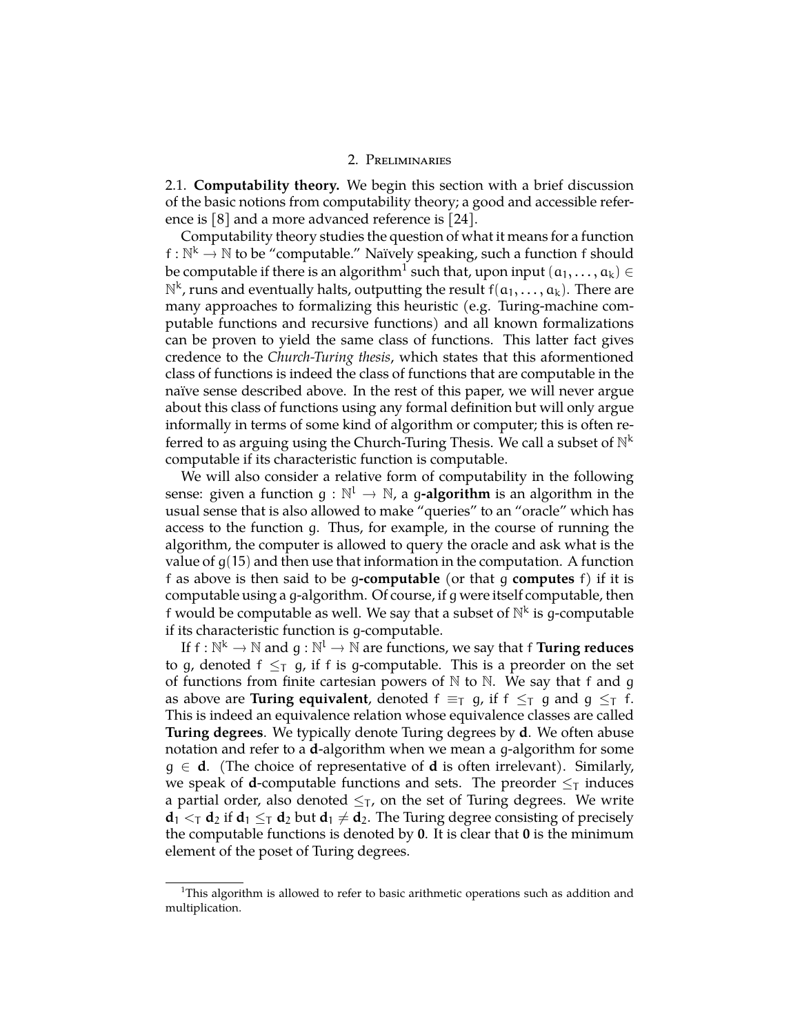## 2. Preliminaries

2.1. **Computability theory.** We begin this section with a brief discussion of the basic notions from computability theory; a good and accessible reference is [8] and a more advanced reference is [24].

Computability theory studies the question of what it means for a function $f : \mathbb{N}^k \to \mathbb{N}$ to be "computable." Naïvely speaking, such a function $f$ should be computable if there is an algorithm[1] such that, upon input $(a_1, \ldots, a_k) \in \mathbb{N}^k$, runs and eventually halts, outputting the result $f(a_1, \ldots, a_k)$. There are many approaches to formalizing this heuristic (e.g. Turing-machine computable functions and recursive functions) and all known formalizations can be proven to yield the same class of functions. This latter fact gives credence to the *Church-Turing thesis*, which states that this aforementioned class of functions is indeed the class of functions that are computable in the naïve sense described above. In the rest of this paper, we will never argue about this class of functions using any formal definition but will only argue informally in terms of some kind of algorithm or computer; this is often referred to as arguing using the Church-Turing Thesis. We call a subset of $\mathbb{N}^k$ computable if its characteristic function is computable.

We will also consider a relative form of computability in the following sense: given a function $g : \mathbb{N}^l \to \mathbb{N}$, a **$g$-algorithm** is an algorithm in the usual sense that is also allowed to make "queries" to an "oracle" which has access to the function $g$. Thus, for example, in the course of running the algorithm, the computer is allowed to query the oracle and ask what is the value of $g(15)$ and then use that information in the computation. A function $f$ as above is then said to be **$g$-computable** (or that $g$ **computes** $f$) if it is computable using a $g$-algorithm. Of course, if $g$ were itself computable, then $f$ would be computable as well. We say that a subset of $\mathbb{N}^k$ is $g$-computable if its characteristic function is $g$-computable.

If $f : \mathbb{N}^k \to \mathbb{N}$ and $g : \mathbb{N}^l \to \mathbb{N}$ are functions, we say that $f$ **Turing reduces** to $g$, denoted $f \leq_T g$, if $f$ is $g$-computable. This is a preorder on the set of functions from finite cartesian powers of $\mathbb{N}$ to $\mathbb{N}$. We say that $f$ and $g$ as above are **Turing equivalent**, denoted $f \equiv_T g$, if $f \leq_T g$ and $g \leq_T f$. This is indeed an equivalence relation whose equivalence classes are called **Turing degrees**. We typically denote Turing degrees by $\mathbf{d}$. We often abuse notation and refer to a $\mathbf{d}$-algorithm when we mean a $g$-algorithm for some $g \in \mathbf{d}$. (The choice of representative of $\mathbf{d}$ is often irrelevant). Similarly, we speak of $\mathbf{d}$-computable functions and sets. The preorder $\leq_T$ induces a partial order, also denoted $\leq_T$, on the set of Turing degrees. We write $\mathbf{d}_1 <_T \mathbf{d}_2$ if $\mathbf{d}_1 \leq_T \mathbf{d}_2$ but $\mathbf{d}_1 \neq \mathbf{d}_2$. The Turing degree consisting of precisely the computable functions is denoted by $\mathbf{0}$. It is clear that $\mathbf{0}$ is the minimum element of the poset of Turing degrees.

[1] This algorithm is allowed to refer to basic arithmetic operations such as addition and multiplication.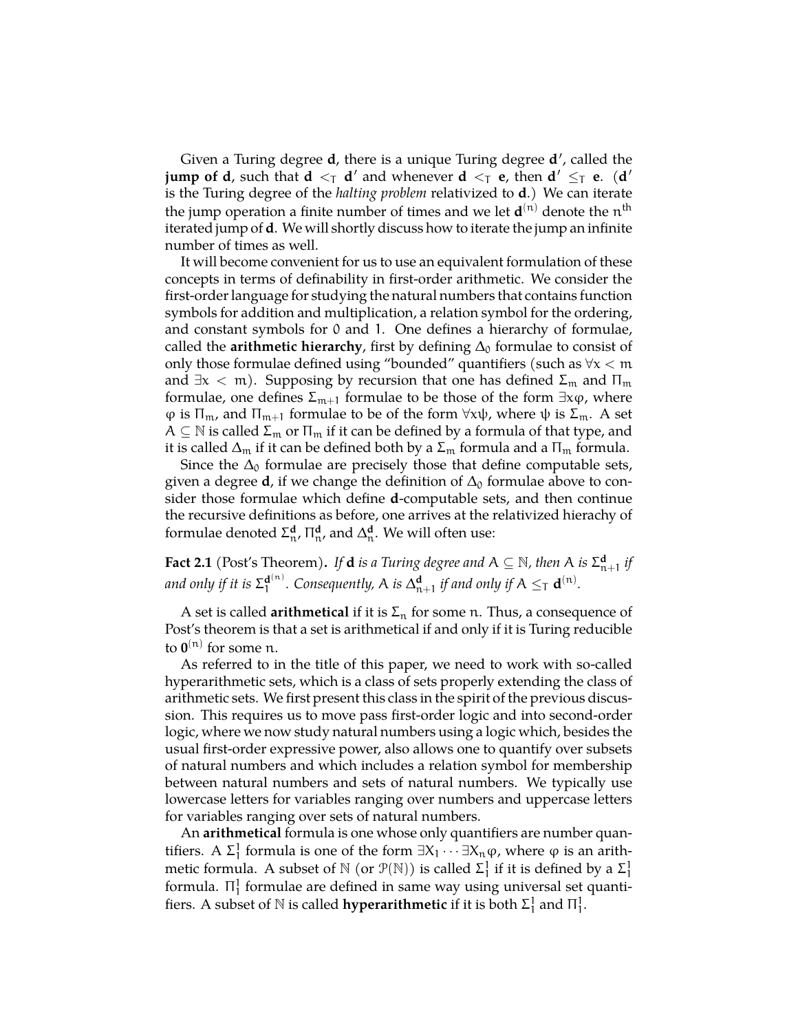Given a Turing degree $\mathbf{d}$, there is a unique Turing degree $\mathbf{d}'$, called the **jump of d**, such that $\mathbf{d} <_T \mathbf{d}'$ and whenever $\mathbf{d} <_T \mathbf{e}$, then $\mathbf{d}' \leq_T \mathbf{e}$. ($\mathbf{d}'$ is the Turing degree of the *halting problem* relativized to $\mathbf{d}$.) We can iterate the jump operation a finite number of times and we let $\mathbf{d}^{(n)}$ denote the $n^{\text{th}}$ iterated jump of $\mathbf{d}$. We will shortly discuss how to iterate the jump an infinite number of times as well.

It will become convenient for us to use an equivalent formulation of these concepts in terms of definability in first-order arithmetic. We consider the first-order language for studying the natural numbers that contains function symbols for addition and multiplication, a relation symbol for the ordering, and constant symbols for $0$ and $1$. One defines a hierarchy of formulae, called the **arithmetic hierarchy**, first by defining $\Delta_0$ formulae to consist of only those formulae defined using "bounded" quantifiers (such as $\forall x < m$ and $\exists x < m$). Supposing by recursion that one has defined $\Sigma_m$ and $\Pi_m$ formulae, one defines $\Sigma_{m+1}$ formulae to be those of the form $\exists x \varphi$, where $\varphi$ is $\Pi_m$, and $\Pi_{m+1}$ formulae to be of the form $\forall x \psi$, where $\psi$ is $\Sigma_m$. A set $A \subseteq \mathbb{N}$ is called $\Sigma_m$ or $\Pi_m$ if it can be defined by a formula of that type, and it is called $\Delta_m$ if it can be defined both by a $\Sigma_m$ formula and a $\Pi_m$ formula.

Since the $\Delta_0$ formulae are precisely those that define computable sets, given a degree $\mathbf{d}$, if we change the definition of $\Delta_0$ formulae above to consider those formulae which define $\mathbf{d}$-computable sets, and then continue the recursive definitions as before, one arrives at the relativized hierachy of formulae denoted $\Sigma_n^{\mathbf{d}}$, $\Pi_n^{\mathbf{d}}$, and $\Delta_n^{\mathbf{d}}$. We will often use:

**Fact 2.1** (Post's Theorem)**.** *If $\mathbf{d}$ is a Turing degree and $A \subseteq \mathbb{N}$, then $A$ is $\Sigma_{n+1}^{\mathbf{d}}$ if and only if it is $\Sigma_1^{\mathbf{d}^{(n)}}$. Consequently, $A$ is $\Delta_{n+1}^{\mathbf{d}}$ if and only if $A \leq_T \mathbf{d}^{(n)}$.*

A set is called **arithmetical** if it is $\Sigma_n$ for some $n$. Thus, a consequence of Post's theorem is that a set is arithmetical if and only if it is Turing reducible to $\mathbf{0}^{(n)}$ for some $n$.

As referred to in the title of this paper, we need to work with so-called hyperarithmetic sets, which is a class of sets properly extending the class of arithmetic sets. We first present this class in the spirit of the previous discussion. This requires us to move pass first-order logic and into second-order logic, where we now study natural numbers using a logic which, besides the usual first-order expressive power, also allows one to quantify over subsets of natural numbers and which includes a relation symbol for membership between natural numbers and sets of natural numbers. We typically use lowercase letters for variables ranging over numbers and uppercase letters for variables ranging over sets of natural numbers.

An **arithmetical** formula is one whose only quantifiers are number quantifiers. A $\Sigma_1^1$ formula is one of the form $\exists X_1 \cdots \exists X_n \varphi$, where $\varphi$ is an arithmetic formula. A subset of $\mathbb{N}$ (or $\mathcal{P}(\mathbb{N})$) is called $\Sigma_1^1$ if it is defined by a $\Sigma_1^1$ formula. $\Pi_1^1$ formulae are defined in same way using universal set quantifiers. A subset of $\mathbb{N}$ is called **hyperarithmetic** if it is both $\Sigma_1^1$ and $\Pi_1^1$.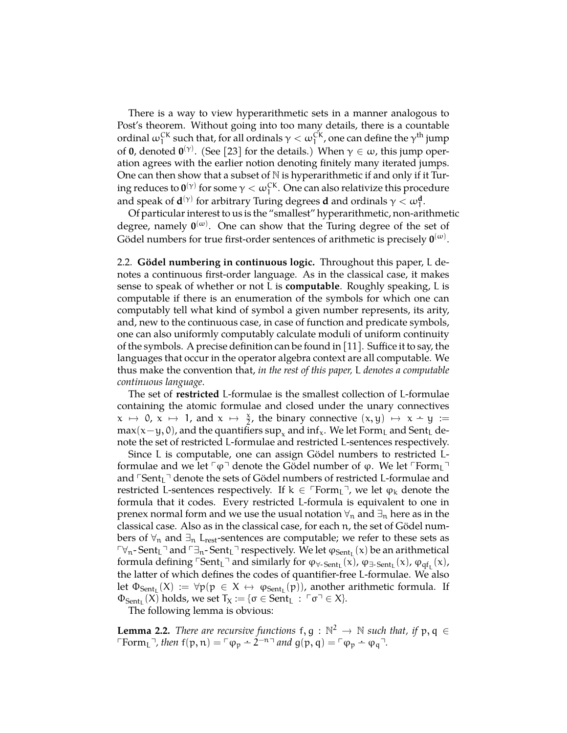There is a way to view hyperarithmetic sets in a manner analogous to Post's theorem. Without going into too many details, there is a countable ordinal $\omega_1^{CK}$ such that, for all ordinals $\gamma < \omega_1^{CK}$, one can define the $\gamma^{\text{th}}$ jump of $\mathbf{0}$, denoted $\mathbf{0}^{(\gamma)}$. (See [23] for the details.) When $\gamma \in \omega$, this jump operation agrees with the earlier notion denoting finitely many iterated jumps. One can then show that a subset of $\mathbb{N}$ is hyperarithmetic if and only if it Turing reduces to $\mathbf{0}^{(\gamma)}$ for some $\gamma < \omega_1^{CK}$. One can also relativize this procedure and speak of $\mathbf{d}^{(\gamma)}$ for arbitrary Turing degrees $\mathbf{d}$ and ordinals $\gamma < \omega_1^{\mathbf{d}}$.

Of particular interest to us is the "smallest" hyperarithmetic, non-arithmetic degree, namely $\mathbf{0}^{(\omega)}$. One can show that the Turing degree of the set of Gödel numbers for true first-order sentences of arithmetic is precisely $\mathbf{0}^{(\omega)}$.

2.2. **Gödel numbering in continuous logic.** Throughout this paper, $L$ denotes a continuous first-order language. As in the classical case, it makes sense to speak of whether or not $L$ is **computable**. Roughly speaking, $L$ is computable if there is an enumeration of the symbols for which one can computably tell what kind of symbol a given number represents, its arity, and, new to the continuous case, in case of function and predicate symbols, one can also uniformly computably calculate moduli of uniform continuity of the symbols. A precise definition can be found in [11]. Suffice it to say, the languages that occur in the operator algebra context are all computable. We thus make the convention that, *in the rest of this paper,* $L$ *denotes a computable continuous language*.

The set of **restricted** $L$-formulae is the smallest collection of $L$-formulae containing the atomic formulae and closed under the unary connectives $x \mapsto 0$, $x \mapsto 1$, and $x \mapsto \frac{x}{2}$, the binary connective $(x,y) \mapsto x \dot{-} y := \max(x-y, 0)$, and the quantifiers $\sup_x$ and $\inf_x$. We let $\text{Form}_L$ and $\text{Sent}_L$ denote the set of restricted $L$-formulae and restricted $L$-sentences respectively.

Since $L$ is computable, one can assign Gödel numbers to restricted $L$-formulae and we let $\ulcorner \varphi \urcorner$ denote the Gödel number of $\varphi$. We let $\ulcorner \text{Form}_L \urcorner$ and $\ulcorner \text{Sent}_L \urcorner$ denote the sets of Gödel numbers of restricted $L$-formulae and restricted $L$-sentences respectively. If $k \in \ulcorner \text{Form}_L \urcorner$, we let $\varphi_k$ denote the formula that it codes. Every restricted $L$-formula is equivalent to one in prenex normal form and we use the usual notation $\forall_n$ and $\exists_n$ here as in the classical case. Also as in the classical case, for each $n$, the set of Gödel numbers of $\forall_n$ and $\exists_n$ $L_{\text{rest}}$-sentences are computable; we refer to these sets as $\ulcorner \forall_n\text{-}\text{Sent}_L \urcorner$ and $\ulcorner \exists_n\text{-}\text{Sent}_L \urcorner$ respectively. We let $\varphi_{\text{Sent}_L}(x)$ be an arithmetical formula defining $\ulcorner \text{Sent}_L \urcorner$ and similarly for $\varphi_{\forall\text{-}\text{Sent}_L}(x)$, $\varphi_{\exists\text{-}\text{Sent}_L}(x)$, $\varphi_{\text{qf}_L}(x)$, the latter of which defines the codes of quantifier-free $L$-formulae. We also let $\Phi_{\text{Sent}_L}(X) := \forall p (p \in X \leftrightarrow \varphi_{\text{Sent}_L}(p))$, another arithmetic formula. If $\Phi_{\text{Sent}_L}(X)$ holds, we set $T_X := \{\sigma \in \text{Sent}_L : \ulcorner \sigma \urcorner \in X\}$.

The following lemma is obvious:

**Lemma 2.2.** *There are recursive functions* $f, g : \mathbb{N}^2 \to \mathbb{N}$ *such that, if* $p, q \in \ulcorner \text{Form}_L \urcorner$*, then* $f(p,n) = \ulcorner \varphi_p \dot{-} 2^{-n} \urcorner$ *and* $g(p,q) = \ulcorner \varphi_p \dot{-} \varphi_q \urcorner$.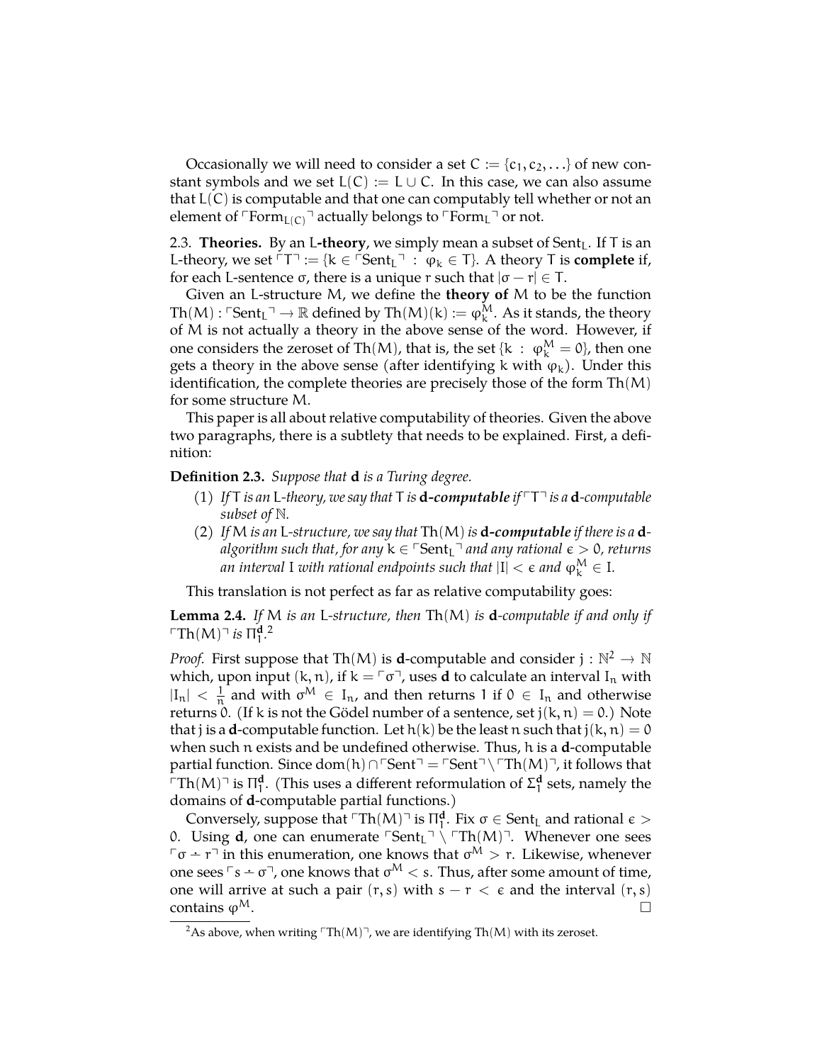Occasionally we will need to consider a set $C := \{c_1, c_2, \ldots\}$ of new constant symbols and we set $L(C) := L \cup C$. In this case, we can also assume that $L(C)$ is computable and that one can computably tell whether or not an element of $\ulcorner \mathrm{Form}_{L(C)} \urcorner$ actually belongs to $\ulcorner \mathrm{Form}_L \urcorner$ or not.

2.3. **Theories.** By an L**-theory**, we simply mean a subset of $\mathrm{Sent}_L$. If T is an L-theory, we set $\ulcorner T \urcorner := \{k \in \ulcorner \mathrm{Sent}_L \urcorner : \varphi_k \in T\}$. A theory T is **complete** if, for each L-sentence $\sigma$, there is a unique $r$ such that $|\sigma - r| \in T$.

Given an L-structure M, we define the **theory of** M to be the function $\mathrm{Th}(M) : \ulcorner \mathrm{Sent}_L \urcorner \to \mathbb{R}$ defined by $\mathrm{Th}(M)(k) := \varphi_k^M$. As it stands, the theory of M is not actually a theory in the above sense of the word. However, if one considers the zeroset of $\mathrm{Th}(M)$, that is, the set $\{k : \varphi_k^M = 0\}$, then one gets a theory in the above sense (after identifying $k$ with $\varphi_k$). Under this identification, the complete theories are precisely those of the form $\mathrm{Th}(M)$ for some structure M.

This paper is all about relative computability of theories. Given the above two paragraphs, there is a subtlety that needs to be explained. First, a definition:

**Definition 2.3.** *Suppose that* $\mathbf{d}$ *is a Turing degree.*

1. *If* T *is an* L*-theory, we say that* T *is* **d-computable** *if* $\ulcorner T \urcorner$ *is a* $\mathbf{d}$*-computable subset of* $\mathbb{N}$.
2. *If* M *is an* L*-structure, we say that* $\mathrm{Th}(M)$ *is* **d-computable** *if there is a* $\mathbf{d}$*-algorithm such that, for any* $k \in \ulcorner \mathrm{Sent}_L \urcorner$ *and any rational* $\epsilon > 0$*, returns an interval* I *with rational endpoints such that* $|I| < \epsilon$ *and* $\varphi_k^M \in I$.

This translation is not perfect as far as relative computability goes:

**Lemma 2.4.** *If* M *is an* L*-structure, then* $\mathrm{Th}(M)$ *is* $\mathbf{d}$*-computable if and only if* $\ulcorner \mathrm{Th}(M) \urcorner$ *is* $\Pi_1^{\mathbf{d}}$.[2]

*Proof.* First suppose that $\mathrm{Th}(M)$ is $\mathbf{d}$-computable and consider $j : \mathbb{N}^2 \to \mathbb{N}$ which, upon input $(k, n)$, if $k = \ulcorner \sigma \urcorner$, uses $\mathbf{d}$ to calculate an interval $I_n$ with $|I_n| < \frac{1}{n}$ and with $\sigma^M \in I_n$, and then returns 1 if $0 \in I_n$ and otherwise returns 0. (If $k$ is not the Gödel number of a sentence, set $j(k, n) = 0$.) Note that $j$ is a $\mathbf{d}$-computable function. Let $h(k)$ be the least $n$ such that $j(k, n) = 0$ when such $n$ exists and be undefined otherwise. Thus, $h$ is a $\mathbf{d}$-computable partial function. Since $\mathrm{dom}(h) \cap \ulcorner \mathrm{Sent} \urcorner = \ulcorner \mathrm{Sent} \urcorner \setminus \ulcorner \mathrm{Th}(M) \urcorner$, it follows that $\ulcorner \mathrm{Th}(M) \urcorner$ is $\Pi_1^{\mathbf{d}}$. (This uses a different reformulation of $\Sigma_1^{\mathbf{d}}$ sets, namely the domains of $\mathbf{d}$-computable partial functions.)

Conversely, suppose that $\ulcorner \mathrm{Th}(M) \urcorner$ is $\Pi_1^{\mathbf{d}}$. Fix $\sigma \in \mathrm{Sent}_L$ and rational $\epsilon > 0$. Using $\mathbf{d}$, one can enumerate $\ulcorner \mathrm{Sent}_L \urcorner \setminus \ulcorner \mathrm{Th}(M) \urcorner$. Whenever one sees $\ulcorner \sigma \dot{-} r \urcorner$ in this enumeration, one knows that $\sigma^M > r$. Likewise, whenever one sees $\ulcorner s \dot{-} \sigma \urcorner$, one knows that $\sigma^M < s$. Thus, after some amount of time, one will arrive at such a pair $(r, s)$ with $s - r < \epsilon$ and the interval $(r, s)$ contains $\varphi^M$. $\square$

[2] As above, when writing $\ulcorner \mathrm{Th}(M) \urcorner$, we are identifying $\mathrm{Th}(M)$ with its zeroset.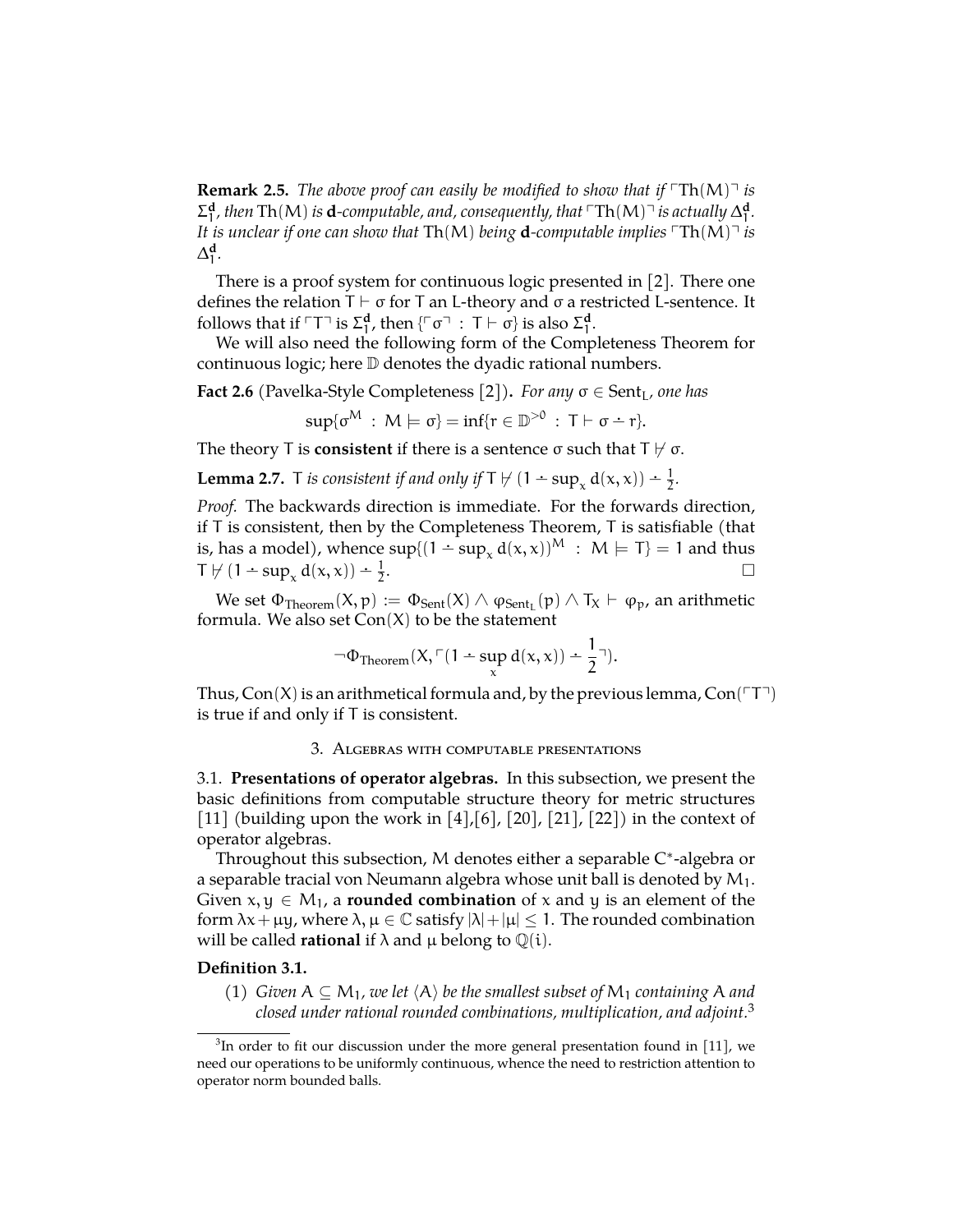**Remark 2.5.** *The above proof can easily be modified to show that if* $\ulcorner \mathrm{Th}(M) \urcorner$ *is* $\Sigma_1^{\mathbf{d}}$*, then* $\mathrm{Th}(M)$ *is* **d***-computable, and, consequently, that* $\ulcorner \mathrm{Th}(M) \urcorner$ *is actually* $\Delta_1^{\mathbf{d}}$*. It is unclear if one can show that* $\mathrm{Th}(M)$ *being* **d***-computable implies* $\ulcorner \mathrm{Th}(M) \urcorner$ *is* $\Delta_1^{\mathbf{d}}$*.*

There is a proof system for continuous logic presented in [2]. There one defines the relation $T \vdash \sigma$ for $T$ an $L$-theory and $\sigma$ a restricted $L$-sentence. It follows that if $\ulcorner T \urcorner$ is $\Sigma_1^{\mathbf{d}}$, then $\{\ulcorner \sigma \urcorner \ : \ T \vdash \sigma\}$ is also $\Sigma_1^{\mathbf{d}}$.

We will also need the following form of the Completeness Theorem for continuous logic; here $\mathbb{D}$ denotes the dyadic rational numbers.

**Fact 2.6** (Pavelka-Style Completeness [2])**.** *For any* $\sigma \in \mathrm{Sent}_L$*, one has*

$$\sup\{\sigma^M \ : \ M \models \sigma\} = \inf\{r \in \mathbb{D}^{>0} \ : \ T \vdash \sigma \dot{-} r\}.$$

The theory $T$ is **consistent** if there is a sentence $\sigma$ such that $T \not\vdash \sigma$.

**Lemma 2.7.** $T$ *is consistent if and only if* $T \not\vdash (1 \dot{-} \sup_x d(x,x)) \dot{-} \frac{1}{2}$*.*

*Proof.* The backwards direction is immediate. For the forwards direction, if $T$ is consistent, then by the Completeness Theorem, $T$ is satisfiable (that is, has a model), whence $\sup\{(1 \dot{-} \sup_x d(x,x))^M \ : \ M \models T\} = 1$ and thus $T \not\vdash (1 \dot{-} \sup_x d(x,x)) \dot{-} \frac{1}{2}$. □

We set $\Phi_{\mathrm{Theorem}}(X, p) := \Phi_{\mathrm{Sent}}(X) \wedge \varphi_{\mathrm{Sent}_L}(p) \wedge T_X \vdash \varphi_p$, an arithmetic formula. We also set $\mathrm{Con}(X)$ to be the statement

$$\neg \Phi_{\mathrm{Theorem}}(X, \ulcorner (1 \dot{-} \sup_x d(x,x)) \dot{-} \frac{1}{2} \urcorner).$$

Thus, $\mathrm{Con}(X)$ is an arithmetical formula and, by the previous lemma, $\mathrm{Con}(\ulcorner T \urcorner)$ is true if and only if $T$ is consistent.

## 3. Algebras with computable presentations

**3.1. Presentations of operator algebras.** In this subsection, we present the basic definitions from computable structure theory for metric structures [11] (building upon the work in [4],[6], [20], [21], [22]) in the context of operator algebras.

Throughout this subsection, $M$ denotes either a separable C*-algebra or a separable tracial von Neumann algebra whose unit ball is denoted by $M_1$. Given $x, y \in M_1$, a **rounded combination** of $x$ and $y$ is an element of the form $\lambda x + \mu y$, where $\lambda, \mu \in \mathbb{C}$ satisfy $|\lambda| + |\mu| \leq 1$. The rounded combination will be called **rational** if $\lambda$ and $\mu$ belong to $\mathbb{Q}(i)$.

**Definition 3.1.**

(1) *Given* $A \subseteq M_1$*, we let* $\langle A \rangle$ *be the smallest subset of* $M_1$ *containing* $A$ *and closed under rational rounded combinations, multiplication, and adjoint.*[3]

[3] In order to fit our discussion under the more general presentation found in [11], we need our operations to be uniformly continuous, whence the need to restriction attention to operator norm bounded balls.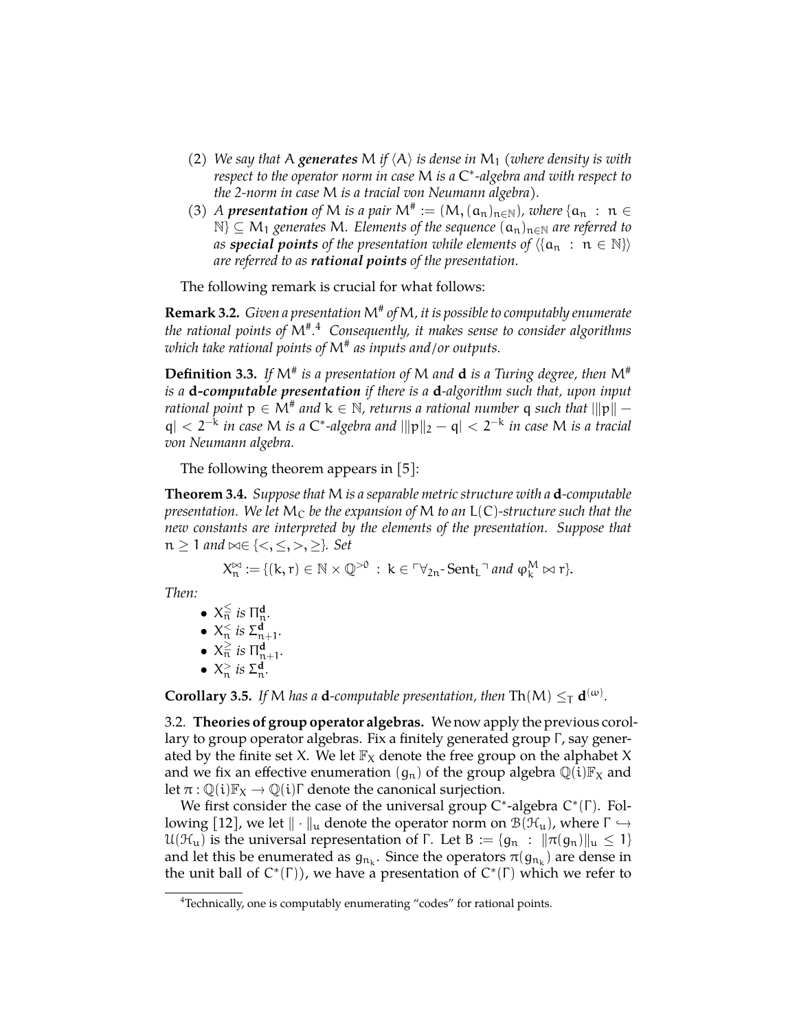(2) *We say that* $A$ ***generates*** $M$ *if* $\langle A\rangle$ *is dense in* $M_1$ *(where density is with respect to the operator norm in case* $M$ *is a* $C^*$*-algebra and with respect to the 2-norm in case* $M$ *is a tracial von Neumann algebra).*

(3) *A* ***presentation*** *of* $M$ *is a pair* $M^\# := (M, (a_n)_{n\in\mathbb{N}})$*, where* $\{a_n : n \in \mathbb{N}\} \subseteq M_1$ *generates* $M$*. Elements of the sequence* $(a_n)_{n\in\mathbb{N}}$ *are referred to as* ***special points*** *of the presentation while elements of* $\langle\{a_n : n \in \mathbb{N}\}\rangle$ *are referred to as* ***rational points*** *of the presentation.*

The following remark is crucial for what follows:

**Remark 3.2.** *Given a presentation* $M^\#$ *of* $M$*, it is possible to computably enumerate the rational points of* $M^\#$*.*[4] *Consequently, it makes sense to consider algorithms which take rational points of* $M^\#$ *as inputs and/or outputs.*

**Definition 3.3.** *If* $M^\#$ *is a presentation of* $M$ *and* $\mathbf{d}$ *is a Turing degree, then* $M^\#$ *is a* $\mathbf{d}$***-computable presentation*** *if there is a* $\mathbf{d}$*-algorithm such that, upon input rational point* $p \in M^\#$ *and* $k \in \mathbb{N}$*, returns a rational number* $q$ *such that* $|\|p\| - q| < 2^{-k}$ *in case* $M$ *is a* $C^*$*-algebra and* $|\|p\|_2 - q| < 2^{-k}$ *in case* $M$ *is a tracial von Neumann algebra.*

The following theorem appears in [5]:

**Theorem 3.4.** *Suppose that* $M$ *is a separable metric structure with a* $\mathbf{d}$*-computable presentation. We let* $M_C$ *be the expansion of* $M$ *to an* $L(C)$*-structure such that the new constants are interpreted by the elements of the presentation. Suppose that* $n \geq 1$ *and* $\bowtie \in \{<, \leq, >, \geq\}$*. Set*

$$X_n^{\bowtie} := \{(k, r) \in \mathbb{N} \times \mathbb{Q}^{>0} : k \in \ulcorner\forall_{2n}\text{-}\mathrm{Sent}_L\urcorner \text{ and } \varphi_k^M \bowtie r\}.$$

*Then:*

- $X_n^{\leq}$ *is* $\Pi_n^{\mathbf{d}}$*.*
- $X_n^{<}$ *is* $\Sigma_{n+1}^{\mathbf{d}}$*.*
- $X_n^{\geq}$ *is* $\Pi_{n+1}^{\mathbf{d}}$*.*
- $X_n^{>}$ *is* $\Sigma_n^{\mathbf{d}}$*.*

**Corollary 3.5.** *If* $M$ *has a* $\mathbf{d}$*-computable presentation, then* $\mathrm{Th}(M) \leq_T \mathbf{d}^{(\omega)}$*.*

3.2. **Theories of group operator algebras.** We now apply the previous corollary to group operator algebras. Fix a finitely generated group $\Gamma$, say generated by the finite set $X$. We let $\mathbb{F}_X$ denote the free group on the alphabet $X$ and we fix an effective enumeration $(g_n)$ of the group algebra $\mathbb{Q}(i)\mathbb{F}_X$ and let $\pi : \mathbb{Q}(i)\mathbb{F}_X \to \mathbb{Q}(i)\Gamma$ denote the canonical surjection.

We first consider the case of the universal group $C^*$-algebra $C^*(\Gamma)$. Following [12], we let $\|\cdot\|_u$ denote the operator norm on $\mathcal{B}(\mathcal{H}_u)$, where $\Gamma \hookrightarrow \mathcal{U}(\mathcal{H}_u)$ is the universal representation of $\Gamma$. Let $B := \{g_n : \|\pi(g_n)\|_u \leq 1\}$ and let this be enumerated as $g_{n_k}$. Since the operators $\pi(g_{n_k})$ are dense in the unit ball of $C^*(\Gamma)$), we have a presentation of $C^*(\Gamma)$ which we refer to

[4] Technically, one is computably enumerating "codes" for rational points.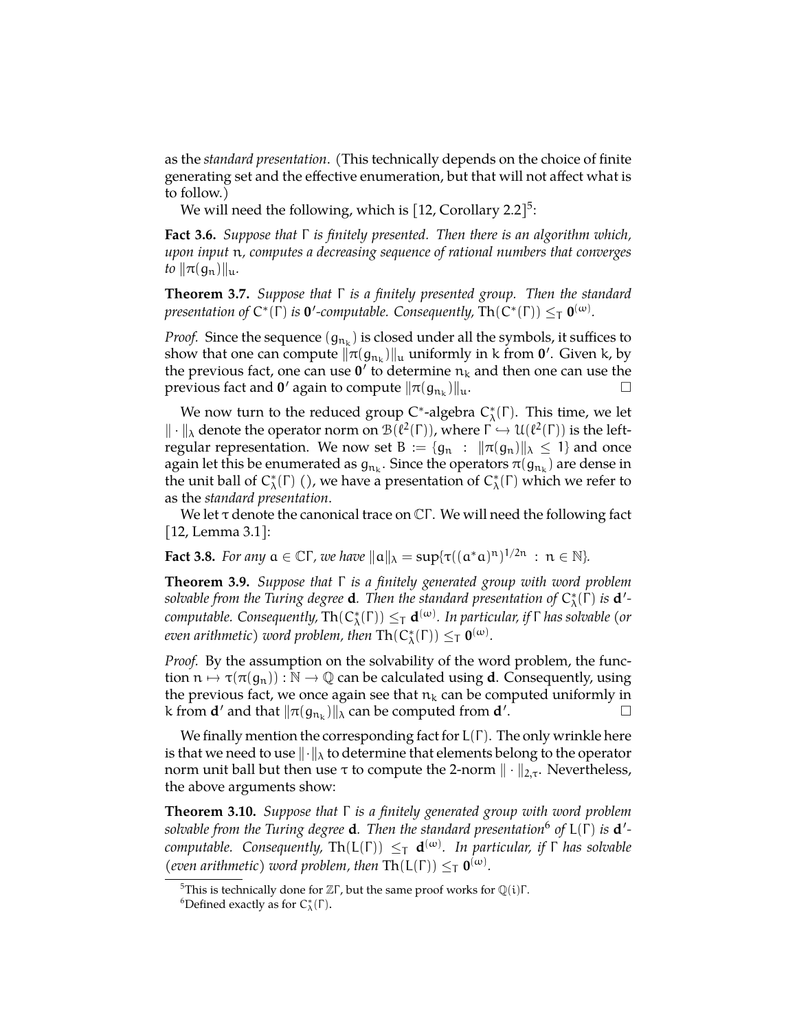as the *standard presentation*. (This technically depends on the choice of finite generating set and the effective enumeration, but that will not affect what is to follow.)

We will need the following, which is [12, Corollary 2.2][5]:

**Fact 3.6.** *Suppose that $\Gamma$ is finitely presented. Then there is an algorithm which, upon input $n$, computes a decreasing sequence of rational numbers that converges to $\|\pi(g_n)\|_u$.*

**Theorem 3.7.** *Suppose that $\Gamma$ is a finitely presented group. Then the standard presentation of $C^*(\Gamma)$ is $\mathbf{0}'$-computable. Consequently, $\mathrm{Th}(C^*(\Gamma)) \leq_T \mathbf{0}^{(\omega)}$.*

*Proof.* Since the sequence $(g_{n_k})$ is closed under all the symbols, it suffices to show that one can compute $\|\pi(g_{n_k})\|_u$ uniformly in $k$ from $\mathbf{0}'$. Given $k$, by the previous fact, one can use $\mathbf{0}'$ to determine $n_k$ and then one can use the previous fact and $\mathbf{0}'$ again to compute $\|\pi(g_{n_k})\|_u$. □

We now turn to the reduced group $C^*$-algebra $C^*_\lambda(\Gamma)$. This time, we let $\|\cdot\|_\lambda$ denote the operator norm on $\mathcal{B}(\ell^2(\Gamma))$, where $\Gamma \hookrightarrow \mathcal{U}(\ell^2(\Gamma))$ is the left-regular representation. We now set $B := \{g_n : \|\pi(g_n)\|_\lambda \leq 1\}$ and once again let this be enumerated as $g_{n_k}$. Since the operators $\pi(g_{n_k})$ are dense in the unit ball of $C^*_\lambda(\Gamma)$ (), we have a presentation of $C^*_\lambda(\Gamma)$ which we refer to as the *standard presentation*.

We let $\tau$ denote the canonical trace on $\mathbb{C}\Gamma$. We will need the following fact [12, Lemma 3.1]:

**Fact 3.8.** *For any $a \in \mathbb{C}\Gamma$, we have $\|a\|_\lambda = \sup\{\tau((a^*a)^n)^{1/2n} : n \in \mathbb{N}\}$.*

**Theorem 3.9.** *Suppose that $\Gamma$ is a finitely generated group with word problem solvable from the Turing degree $\mathbf{d}$. Then the standard presentation of $C^*_\lambda(\Gamma)$ is $\mathbf{d}'$-computable. Consequently, $\mathrm{Th}(C^*_\lambda(\Gamma)) \leq_T \mathbf{d}^{(\omega)}$. In particular, if $\Gamma$ has solvable (or even arithmetic) word problem, then $\mathrm{Th}(C^*_\lambda(\Gamma)) \leq_T \mathbf{0}^{(\omega)}$.*

*Proof.* By the assumption on the solvability of the word problem, the function $n \mapsto \tau(\pi(g_n)) : \mathbb{N} \to \mathbb{Q}$ can be calculated using $\mathbf{d}$. Consequently, using the previous fact, we once again see that $n_k$ can be computed uniformly in $k$ from $\mathbf{d}'$ and that $\|\pi(g_{n_k})\|_\lambda$ can be computed from $\mathbf{d}'$. □

We finally mention the corresponding fact for $L(\Gamma)$. The only wrinkle here is that we need to use $\|\cdot\|_\lambda$ to determine that elements belong to the operator norm unit ball but then use $\tau$ to compute the 2-norm $\|\cdot\|_{2,\tau}$. Nevertheless, the above arguments show:

**Theorem 3.10.** *Suppose that $\Gamma$ is a finitely generated group with word problem solvable from the Turing degree $\mathbf{d}$. Then the standard presentation[6] of $L(\Gamma)$ is $\mathbf{d}'$-computable. Consequently, $\mathrm{Th}(L(\Gamma)) \leq_T \mathbf{d}^{(\omega)}$. In particular, if $\Gamma$ has solvable (even arithmetic) word problem, then $\mathrm{Th}(L(\Gamma)) \leq_T \mathbf{0}^{(\omega)}$.*

[5] This is technically done for $\mathbb{Z}\Gamma$, but the same proof works for $\mathbb{Q}(i)\Gamma$.

[6] Defined exactly as for $C^*_\lambda(\Gamma)$.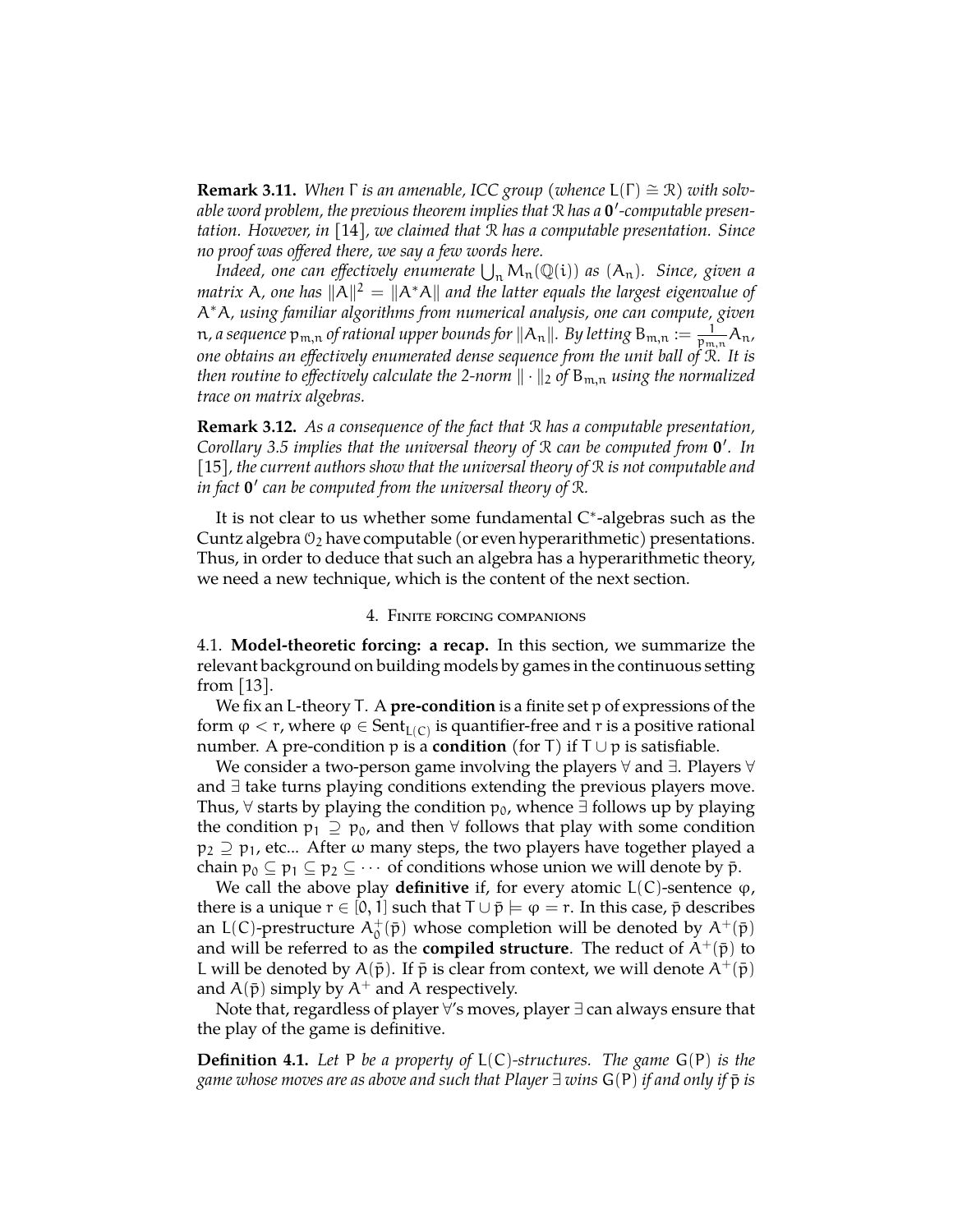**Remark 3.11.** *When $\Gamma$ is an amenable, ICC group (whence $L(\Gamma) \cong \mathcal{R}$) with solvable word problem, the previous theorem implies that $\mathcal{R}$ has a $\mathbf{0}'$-computable presentation. However, in [14], we claimed that $\mathcal{R}$ has a computable presentation. Since no proof was offered there, we say a few words here.*

*Indeed, one can effectively enumerate $\bigcup_n M_n(\mathbb{Q}(i))$ as $(A_n)$. Since, given a matrix $A$, one has $\|A\|^2 = \|A^*A\|$ and the latter equals the largest eigenvalue of $A^*A$, using familiar algorithms from numerical analysis, one can compute, given $n$, a sequence $p_{m,n}$ of rational upper bounds for $\|A_n\|$. By letting $B_{m,n} := \frac{1}{p_{m,n}} A_n$, one obtains an effectively enumerated dense sequence from the unit ball of $\mathcal{R}$. It is then routine to effectively calculate the 2-norm $\|\cdot\|_2$ of $B_{m,n}$ using the normalized trace on matrix algebras.*

**Remark 3.12.** *As a consequence of the fact that $\mathcal{R}$ has a computable presentation, Corollary 3.5 implies that the universal theory of $\mathcal{R}$ can be computed from $\mathbf{0}'$. In [15], the current authors show that the universal theory of $\mathcal{R}$ is not computable and in fact $\mathbf{0}'$ can be computed from the universal theory of $\mathcal{R}$.*

It is not clear to us whether some fundamental C$^*$-algebras such as the Cuntz algebra $\mathcal{O}_2$ have computable (or even hyperarithmetic) presentations. Thus, in order to deduce that such an algebra has a hyperarithmetic theory, we need a new technique, which is the content of the next section.

## 4. Finite forcing companions

4.1. **Model-theoretic forcing: a recap.** In this section, we summarize the relevant background on building models by games in the continuous setting from [13].

We fix an $L$-theory $T$. A **pre-condition** is a finite set $p$ of expressions of the form $\varphi < r$, where $\varphi \in \mathrm{Sent}_{L(C)}$ is quantifier-free and $r$ is a positive rational number. A pre-condition $p$ is a **condition** (for $T$) if $T \cup p$ is satisfiable.

We consider a two-person game involving the players $\forall$ and $\exists$. Players $\forall$ and $\exists$ take turns playing conditions extending the previous players move. Thus, $\forall$ starts by playing the condition $p_0$, whence $\exists$ follows up by playing the condition $p_1 \supseteq p_0$, and then $\forall$ follows that play with some condition $p_2 \supseteq p_1$, etc... After $\omega$ many steps, the two players have together played a chain $p_0 \subseteq p_1 \subseteq p_2 \subseteq \cdots$ of conditions whose union we will denote by $\bar{p}$.

We call the above play **definitive** if, for every atomic $L(C)$-sentence $\varphi$, there is a unique $r \in [0,1]$ such that $T \cup \bar{p} \models \varphi = r$. In this case, $\bar{p}$ describes an $L(C)$-prestructure $A_0^+(\bar{p})$ whose completion will be denoted by $A^+(\bar{p})$ and will be referred to as the **compiled structure**. The reduct of $A^+(\bar{p})$ to $L$ will be denoted by $A(\bar{p})$. If $\bar{p}$ is clear from context, we will denote $A^+(\bar{p})$ and $A(\bar{p})$ simply by $A^+$ and $A$ respectively.

Note that, regardless of player $\forall$'s moves, player $\exists$ can always ensure that the play of the game is definitive.

**Definition 4.1.** *Let $P$ be a property of $L(C)$-structures. The game $G(P)$ is the game whose moves are as above and such that Player $\exists$ wins $G(P)$ if and only if $\bar{p}$ is*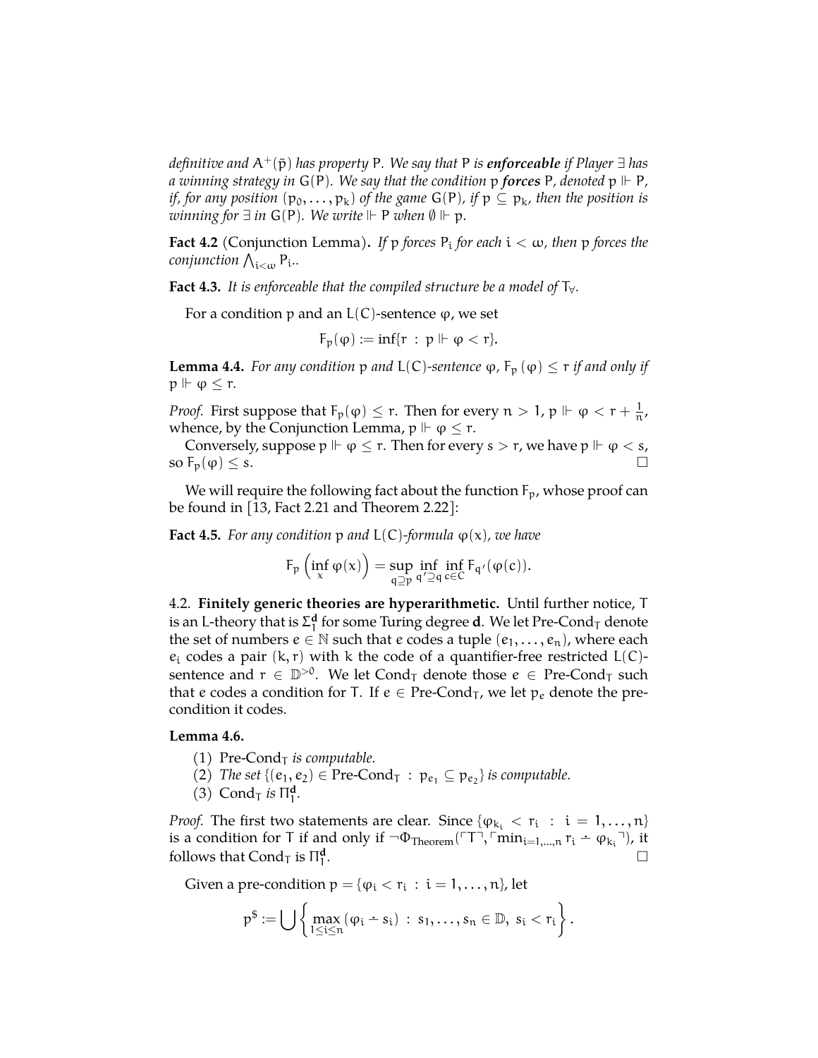*definitive and $A^+(\bar{p})$ has property P. We say that P is* ***enforceable*** *if Player $\exists$ has a winning strategy in $G(P)$. We say that the condition p* ***forces*** *P, denoted $p \Vdash P$, if, for any position $(p_0, \ldots, p_k)$ of the game $G(P)$, if $p \subseteq p_k$, then the position is winning for $\exists$ in $G(P)$. We write $\Vdash P$ when $\emptyset \Vdash p$.*

**Fact 4.2** (Conjunction Lemma)**.** *If p forces $P_i$ for each $i < \omega$, then p forces the conjunction $\bigwedge_{i<\omega} P_i$..*

**Fact 4.3.** *It is enforceable that the compiled structure be a model of $T_\forall$.*

For a condition p and an $L(C)$-sentence $\varphi$, we set

$$F_p(\varphi) := \inf\{r \,:\, p \Vdash \varphi < r\}.$$

**Lemma 4.4.** *For any condition p and $L(C)$-sentence $\varphi$, $F_p(\varphi) \leq r$ if and only if $p \Vdash \varphi \leq r$.*

*Proof.* First suppose that $F_p(\varphi) \leq r$. Then for every $n > 1$, $p \Vdash \varphi < r + \frac{1}{n}$, whence, by the Conjunction Lemma, $p \Vdash \varphi \leq r$.

Conversely, suppose $p \Vdash \varphi \leq r$. Then for every $s > r$, we have $p \Vdash \varphi < s$, so $F_p(\varphi) \leq s$. □

We will require the following fact about the function $F_p$, whose proof can be found in [13, Fact 2.21 and Theorem 2.22]:

**Fact 4.5.** *For any condition p and $L(C)$-formula $\varphi(x)$, we have*

$$F_p\left(\inf_x \varphi(x)\right) = \sup_{q \supseteq p} \inf_{q' \supseteq q} \inf_{c \in C} F_{q'}(\varphi(c)).$$

4.2. **Finitely generic theories are hyperarithmetic.** Until further notice, T is an L-theory that is $\Sigma_1^{\mathbf{d}}$ for some Turing degree $\mathbf{d}$. We let $\text{Pre-Cond}_T$ denote the set of numbers $e \in \mathbb{N}$ such that e codes a tuple $(e_1, \ldots, e_n)$, where each $e_i$ codes a pair $(k, r)$ with k the code of a quantifier-free restricted $L(C)$-sentence and $r \in \mathbb{D}^{>0}$. We let $\text{Cond}_T$ denote those $e \in \text{Pre-Cond}_T$ such that e codes a condition for T. If $e \in \text{Pre-Cond}_T$, we let $p_e$ denote the pre-condition it codes.

**Lemma 4.6.**

1. $\text{Pre-Cond}_T$ *is computable.*
2. *The set $\{(e_1, e_2) \in \text{Pre-Cond}_T \,:\, p_{e_1} \subseteq p_{e_2}\}$ is computable.*
3. $\text{Cond}_T$ *is $\Pi_1^{\mathbf{d}}$.*

*Proof.* The first two statements are clear. Since $\{\varphi_{k_i} < r_i \,:\, i = 1, \ldots, n\}$ is a condition for T if and only if $\neg\Phi_{\text{Theorem}}(\ulcorner T \urcorner, \ulcorner \min_{i=1,\ldots,n} r_i \dot{-} \varphi_{k_i} \urcorner)$, it follows that $\text{Cond}_T$ is $\Pi_1^{\mathbf{d}}$. □

Given a pre-condition $p = \{\varphi_i < r_i \,:\, i = 1, \ldots, n\}$, let

$$p^{\$} := \bigcup \left\{ \max_{1 \leq i \leq n} (\varphi_i \dot{-} s_i) \,:\, s_1, \ldots, s_n \in \mathbb{D},\ s_i < r_i \right\}.$$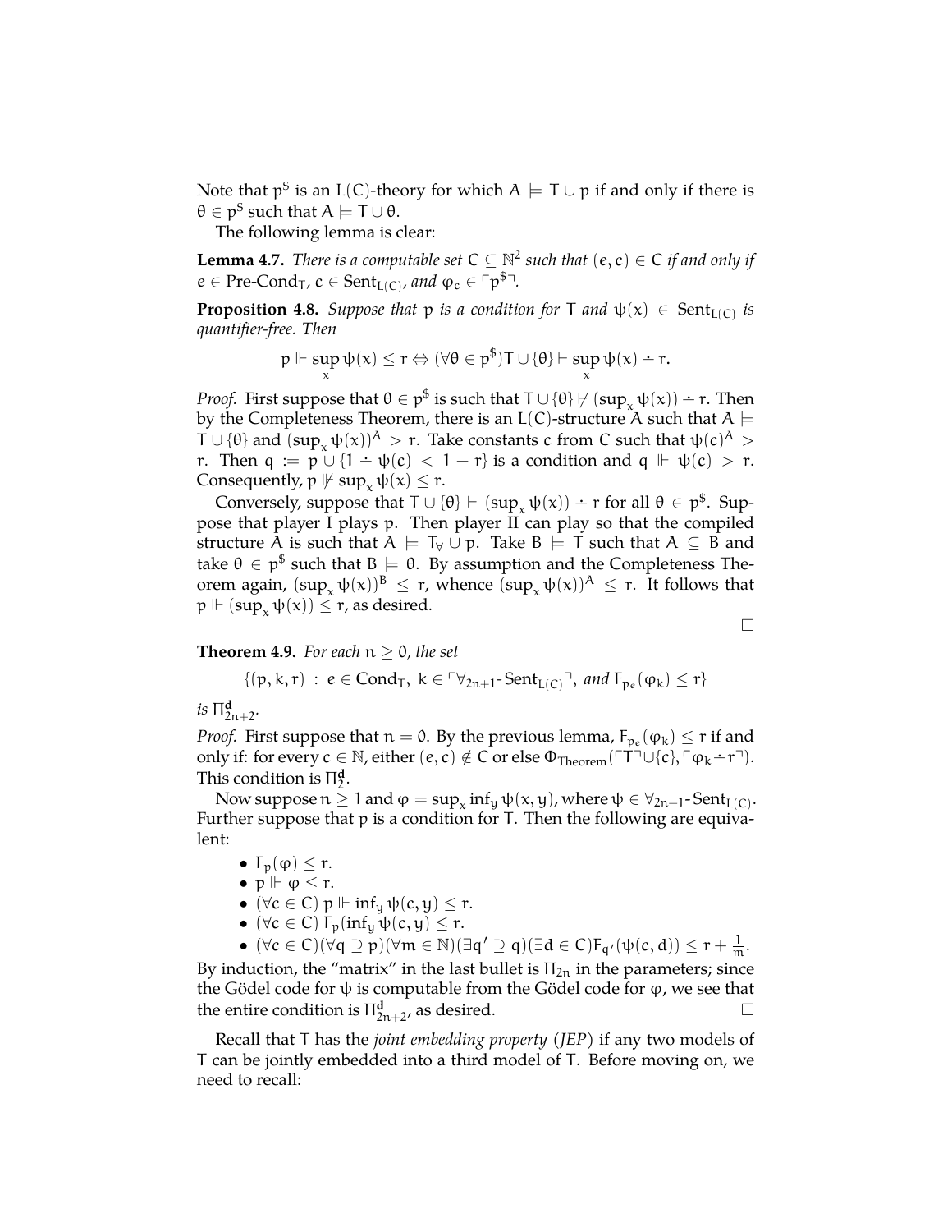Note that $p^\$$ is an $L(C)$-theory for which $A \models T \cup p$ if and only if there is $\theta \in p^\$$ such that $A \models T \cup \theta$.

The following lemma is clear:

**Lemma 4.7.** *There is a computable set $C \subseteq \mathbb{N}^2$ such that $(e, c) \in C$ if and only if $e \in \text{Pre-Cond}_T$, $c \in \text{Sent}_{L(C)}$, and $\varphi_c \in \ulcorner p^\$ \urcorner$.*

**Proposition 4.8.** *Suppose that $p$ is a condition for $T$ and $\psi(x) \in \text{Sent}_{L(C)}$ is quantifier-free. Then*

$$p \Vdash \sup_x \psi(x) \leq r \Leftrightarrow (\forall \theta \in p^\$) T \cup \{\theta\} \vdash \sup_x \psi(x) \dot{-} r.$$

*Proof.* First suppose that $\theta \in p^\$$ is such that $T \cup \{\theta\} \nvdash (\sup_x \psi(x)) \dot{-} r$. Then by the Completeness Theorem, there is an $L(C)$-structure $A$ such that $A \models T \cup \{\theta\}$ and $(\sup_x \psi(x))^A > r$. Take constants $c$ from $C$ such that $\psi(c)^A > r$. Then $q := p \cup \{1 \dot{-} \psi(c) < 1 - r\}$ is a condition and $q \Vdash \psi(c) > r$. Consequently, $p \nVdash \sup_x \psi(x) \leq r$.

Conversely, suppose that $T \cup \{\theta\} \vdash (\sup_x \psi(x)) \dot{-} r$ for all $\theta \in p^\$$. Suppose that player I plays $p$. Then player II can play so that the compiled structure $A$ is such that $A \models T_\forall \cup p$. Take $B \models T$ such that $A \subseteq B$ and take $\theta \in p^\$$ such that $B \models \theta$. By assumption and the Completeness Theorem again, $(\sup_x \psi(x))^B \leq r$, whence $(\sup_x \psi(x))^A \leq r$. It follows that $p \Vdash (\sup_x \psi(x)) \leq r$, as desired. $\square$

**Theorem 4.9.** *For each $n \geq 0$, the set*

$$\{(p, k, r) \ : \ e \in \text{Cond}_T, \ k \in \ulcorner \forall_{2n+1}\text{-}\text{Sent}_{L(C)} \urcorner, \textit{ and } F_{p_e}(\varphi_k) \leq r\}$$

*is $\Pi^{\mathbf{d}}_{2n+2}$.*

*Proof.* First suppose that $n = 0$. By the previous lemma, $F_{p_e}(\varphi_k) \leq r$ if and only if: for every $c \in \mathbb{N}$, either $(e, c) \notin C$ or else $\Phi_{\text{Theorem}}(\ulcorner T \urcorner \cup \{c\}, \ulcorner \varphi_k \dot{-} r \urcorner)$. This condition is $\Pi^{\mathbf{d}}_2$.

Now suppose $n \geq 1$ and $\varphi = \sup_x \inf_y \psi(x, y)$, where $\psi \in \forall_{2n-1}\text{-}\text{Sent}_{L(C)}$. Further suppose that $p$ is a condition for $T$. Then the following are equivalent:

- $F_p(\varphi) \leq r$.
- $p \Vdash \varphi \leq r$.
- $(\forall c \in C) \ p \Vdash \inf_y \psi(c, y) \leq r$.
- $(\forall c \in C) \ F_p(\inf_y \psi(c, y)) \leq r$.
- $(\forall c \in C)(\forall q \supseteq p)(\forall m \in \mathbb{N})(\exists q' \supseteq q)(\exists d \in C) F_{q'}(\psi(c, d)) \leq r + \frac{1}{m}$.

By induction, the "matrix" in the last bullet is $\Pi_{2n}$ in the parameters; since the Gödel code for $\psi$ is computable from the Gödel code for $\varphi$, we see that the entire condition is $\Pi^{\mathbf{d}}_{2n+2}$, as desired. $\square$

Recall that $T$ has the *joint embedding property* (*JEP*) if any two models of $T$ can be jointly embedded into a third model of $T$. Before moving on, we need to recall: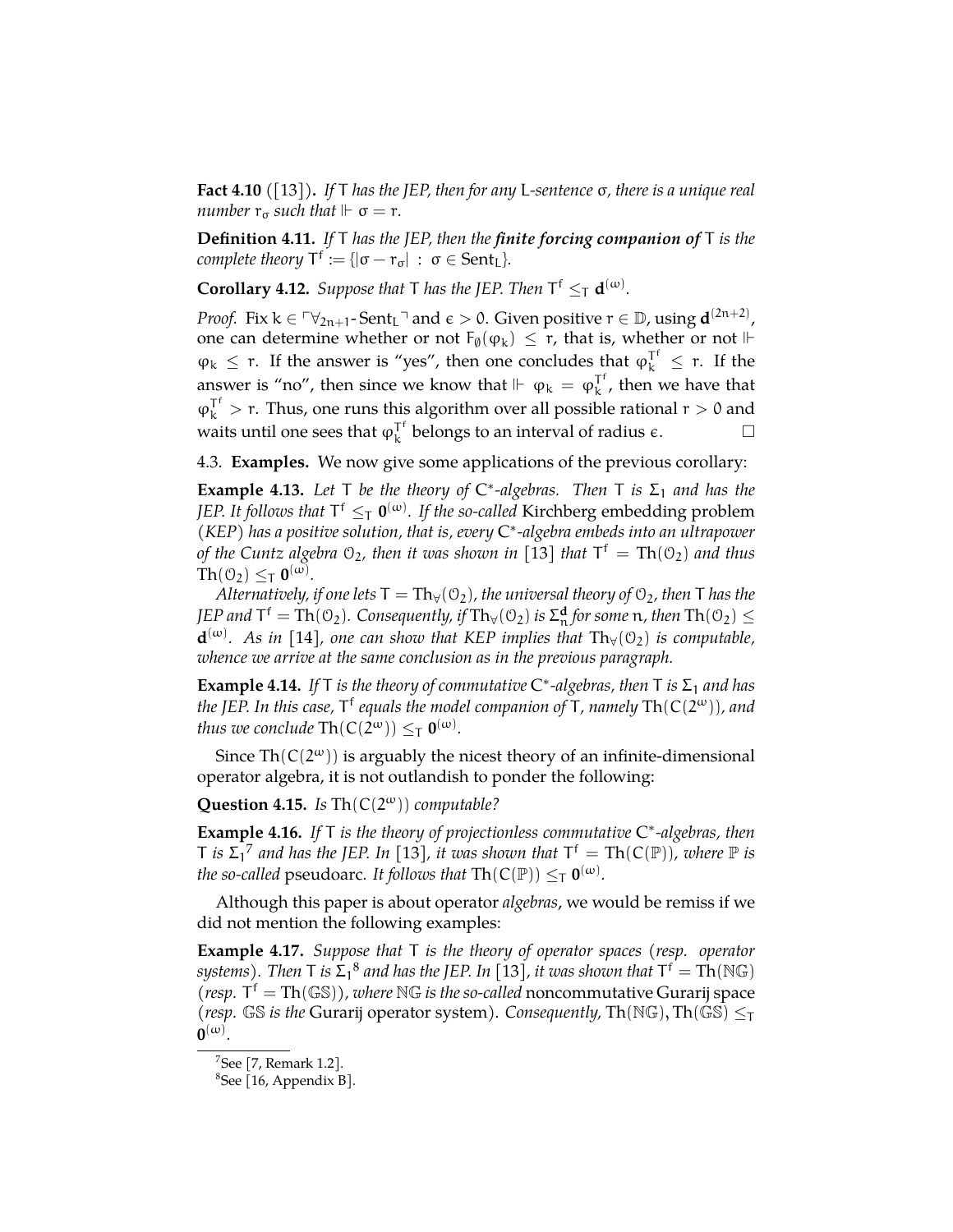**Fact 4.10** ([13]). *If* $\mathsf{T}$ *has the JEP, then for any* $\mathsf{L}$*-sentence* $\sigma$*, there is a unique real number* $r_\sigma$ *such that* $\Vdash \sigma = r$*.*

**Definition 4.11.** *If* $\mathsf{T}$ *has the JEP, then the* ***finite forcing companion of*** $\mathsf{T}$ *is the complete theory* $\mathsf{T}^f := \{|\sigma - r_\sigma| \ : \ \sigma \in \mathrm{Sent}_L\}$*.*

**Corollary 4.12.** *Suppose that* $\mathsf{T}$ *has the JEP. Then* $\mathsf{T}^f \leq_T \mathbf{d}^{(\omega)}$*.*

*Proof.* Fix $k \in \ulcorner \forall_{2n+1}\text{-}\mathrm{Sent}_L \urcorner$ and $\epsilon > 0$. Given positive $r \in \mathbb{D}$, using $\mathbf{d}^{(2n+2)}$, one can determine whether or not $F_\emptyset(\varphi_k) \leq r$, that is, whether or not $\Vdash \varphi_k \leq r$. If the answer is "yes", then one concludes that $\varphi_k^{\mathsf{T}^f} \leq r$. If the answer is "no", then since we know that $\Vdash \varphi_k = \varphi_k^{\mathsf{T}^f}$, then we have that $\varphi_k^{\mathsf{T}^f} > r$. Thus, one runs this algorithm over all possible rational $r > 0$ and waits until one sees that $\varphi_k^{\mathsf{T}^f}$ belongs to an interval of radius $\epsilon$. □

4.3. **Examples.** We now give some applications of the previous corollary:

**Example 4.13.** *Let* $\mathsf{T}$ *be the theory of* $\mathrm{C}^*$*-algebras. Then* $\mathsf{T}$ *is* $\Sigma_1$ *and has the JEP. It follows that* $\mathsf{T}^f \leq_T \mathbf{0}^{(\omega)}$*. If the so-called* Kirchberg embedding problem *(KEP) has a positive solution, that is, every* $\mathrm{C}^*$*-algebra embeds into an ultrapower of the Cuntz algebra* $\mathcal{O}_2$*, then it was shown in* [13] *that* $\mathsf{T}^f = \mathrm{Th}(\mathcal{O}_2)$ *and thus* $\mathrm{Th}(\mathcal{O}_2) \leq_T \mathbf{0}^{(\omega)}$*.*

*Alternatively, if one lets* $\mathsf{T} = \mathrm{Th}_\forall(\mathcal{O}_2)$*, the universal theory of* $\mathcal{O}_2$*, then* $\mathsf{T}$ *has the JEP and* $\mathsf{T}^f = \mathrm{Th}(\mathcal{O}_2)$*. Consequently, if* $\mathrm{Th}_\forall(\mathcal{O}_2)$ *is* $\Sigma_n^{\mathbf{d}}$ *for some* $n$*, then* $\mathrm{Th}(\mathcal{O}_2) \leq \mathbf{d}^{(\omega)}$*. As in* [14]*, one can show that KEP implies that* $\mathrm{Th}_\forall(\mathcal{O}_2)$ *is computable, whence we arrive at the same conclusion as in the previous paragraph.*

**Example 4.14.** *If* $\mathsf{T}$ *is the theory of commutative* $\mathrm{C}^*$*-algebras, then* $\mathsf{T}$ *is* $\Sigma_1$ *and has the JEP. In this case,* $\mathsf{T}^f$ *equals the model companion of* $\mathsf{T}$*, namely* $\mathrm{Th}(C(2^\omega))$*, and thus we conclude* $\mathrm{Th}(C(2^\omega)) \leq_T \mathbf{0}^{(\omega)}$*.*

Since $\mathrm{Th}(C(2^\omega))$ is arguably the nicest theory of an infinite-dimensional operator algebra, it is not outlandish to ponder the following:

**Question 4.15.** *Is* $\mathrm{Th}(C(2^\omega))$ *computable?*

**Example 4.16.** *If* $\mathsf{T}$ *is the theory of projectionless commutative* $\mathrm{C}^*$*-algebras, then* $\mathsf{T}$ *is* $\Sigma_1$[7] *and has the JEP. In* [13]*, it was shown that* $\mathsf{T}^f = \mathrm{Th}(C(\mathbb{P}))$*, where* $\mathbb{P}$ *is the so-called* pseudoarc*. It follows that* $\mathrm{Th}(C(\mathbb{P})) \leq_T \mathbf{0}^{(\omega)}$*.*

Although this paper is about operator *algebras*, we would be remiss if we did not mention the following examples:

**Example 4.17.** *Suppose that* $\mathsf{T}$ *is the theory of operator spaces (resp. operator systems). Then* $\mathsf{T}$ *is* $\Sigma_1$[8] *and has the JEP. In* [13]*, it was shown that* $\mathsf{T}^f = \mathrm{Th}(\mathbb{NG})$ *(resp.* $\mathsf{T}^f = \mathrm{Th}(\mathbb{GS})$*), where* $\mathbb{NG}$ *is the so-called* noncommutative Gurarij space *(resp.* $\mathbb{GS}$ *is the* Gurarij operator system*). Consequently,* $\mathrm{Th}(\mathbb{NG}), \mathrm{Th}(\mathbb{GS}) \leq_T \mathbf{0}^{(\omega)}$*.*

---

[7] See [7, Remark 1.2].

[8] See [16, Appendix B].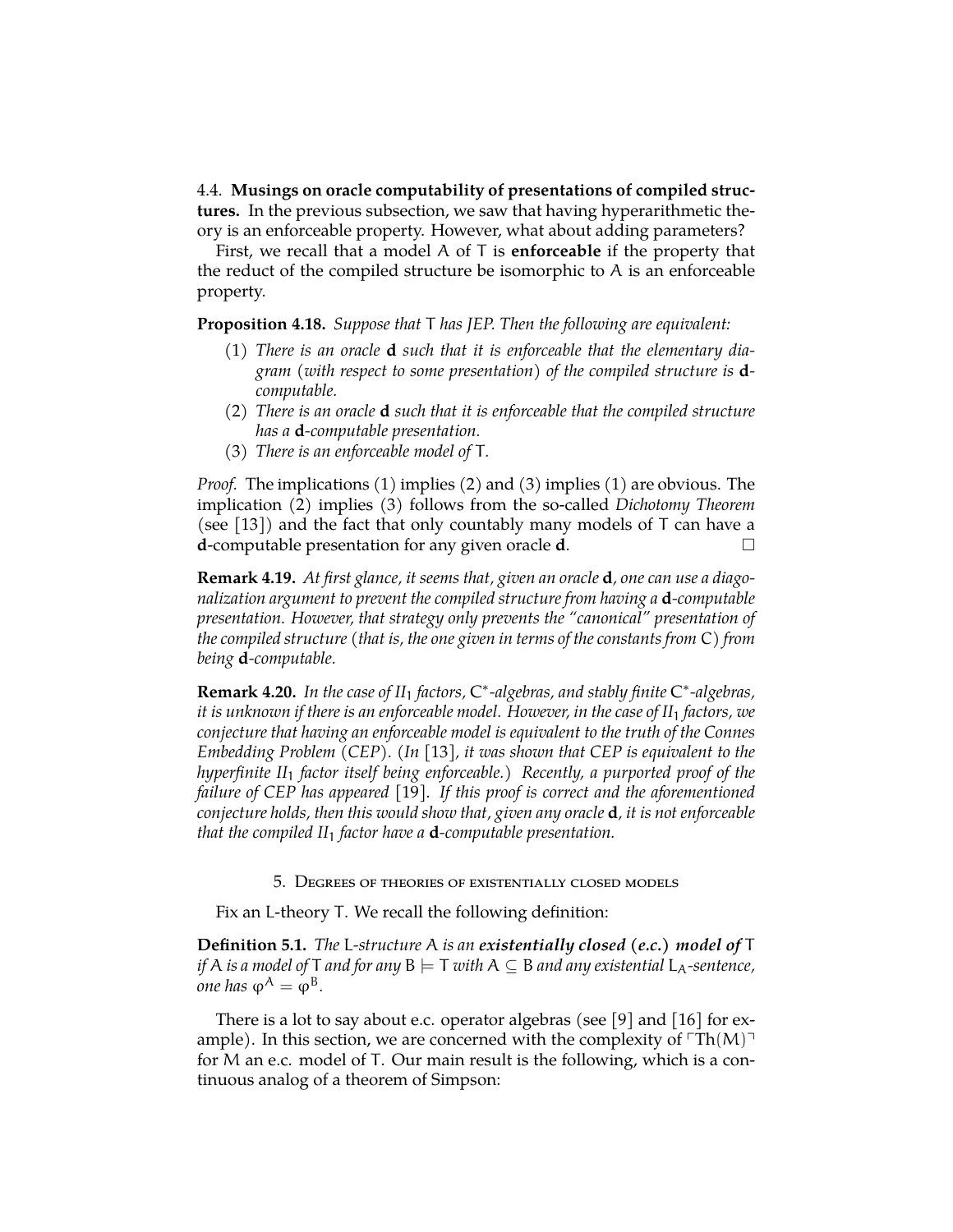4.4. **Musings on oracle computability of presentations of compiled structures.** In the previous subsection, we saw that having hyperarithmetic theory is an enforceable property. However, what about adding parameters?

First, we recall that a model $A$ of $T$ is **enforceable** if the property that the reduct of the compiled structure be isomorphic to $A$ is an enforceable property.

**Proposition 4.18.** *Suppose that $T$ has JEP. Then the following are equivalent:*

1. *There is an oracle $\mathbf{d}$ such that it is enforceable that the elementary diagram (with respect to some presentation) of the compiled structure is $\mathbf{d}$-computable.*
2. *There is an oracle $\mathbf{d}$ such that it is enforceable that the compiled structure has a $\mathbf{d}$-computable presentation.*
3. *There is an enforceable model of $T$.*

*Proof.* The implications (1) implies (2) and (3) implies (1) are obvious. The implication (2) implies (3) follows from the so-called *Dichotomy Theorem* (see [13]) and the fact that only countably many models of $T$ can have a $\mathbf{d}$-computable presentation for any given oracle $\mathbf{d}$. □

**Remark 4.19.** *At first glance, it seems that, given an oracle $\mathbf{d}$, one can use a diagonalization argument to prevent the compiled structure from having a $\mathbf{d}$-computable presentation. However, that strategy only prevents the "canonical" presentation of the compiled structure (that is, the one given in terms of the constants from $C$) from being $\mathbf{d}$-computable.*

**Remark 4.20.** *In the case of $II_1$ factors, $C^*$-algebras, and stably finite $C^*$-algebras, it is unknown if there is an enforceable model. However, in the case of $II_1$ factors, we conjecture that having an enforceable model is equivalent to the truth of the Connes Embedding Problem (CEP). (In [13], it was shown that CEP is equivalent to the hyperfinite $II_1$ factor itself being enforceable.) Recently, a purported proof of the failure of CEP has appeared [19]. If this proof is correct and the aforementioned conjecture holds, then this would show that, given any oracle $\mathbf{d}$, it is not enforceable that the compiled $II_1$ factor have a $\mathbf{d}$-computable presentation.*

## 5. Degrees of theories of existentially closed models

Fix an $L$-theory $T$. We recall the following definition:

**Definition 5.1.** *The $L$-structure $A$ is an **existentially closed (e.c.) model of** $T$ if $A$ is a model of $T$ and for any $B \models T$ with $A \subseteq B$ and any existential $L_A$-sentence, one has $\varphi^A = \varphi^B$.*

There is a lot to say about e.c. operator algebras (see [9] and [16] for example). In this section, we are concerned with the complexity of $\ulcorner \mathrm{Th}(M) \urcorner$ for $M$ an e.c. model of $T$. Our main result is the following, which is a continuous analog of a theorem of Simpson: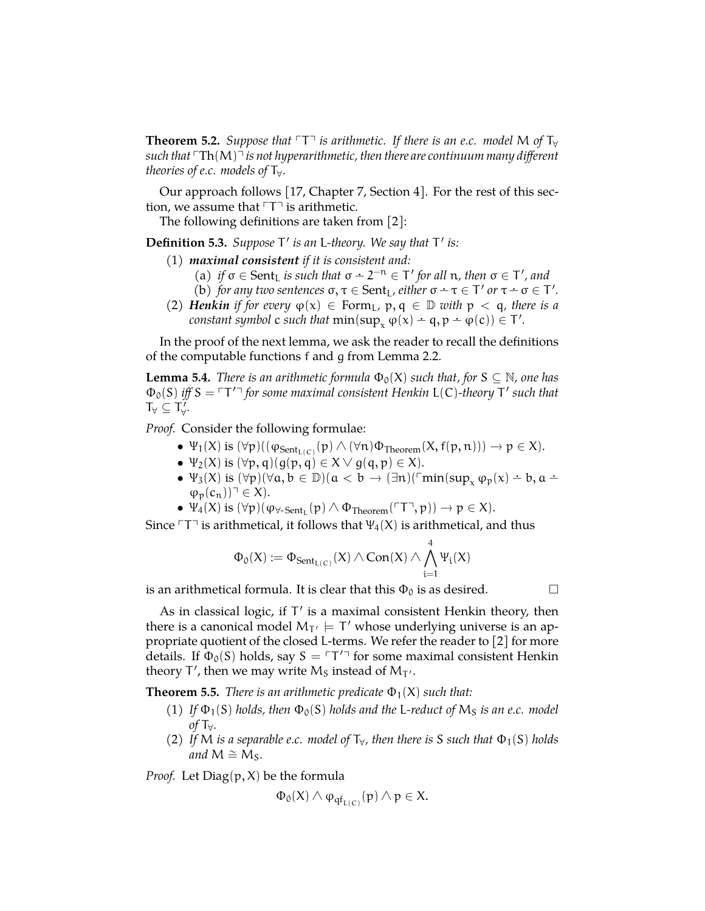**Theorem 5.2.** *Suppose that $\ulcorner T \urcorner$ is arithmetic. If there is an e.c. model $M$ of $T_\forall$ such that $\ulcorner \mathrm{Th}(M) \urcorner$ is not hyperarithmetic, then there are continuum many different theories of e.c. models of $T_\forall$.*

Our approach follows [17, Chapter 7, Section 4]. For the rest of this section, we assume that $\ulcorner T \urcorner$ is arithmetic.

The following definitions are taken from [2]:

**Definition 5.3.** *Suppose $T'$ is an $L$-theory. We say that $T'$ is:*

(1) ***maximal consistent*** *if it is consistent and:*
   (a) *if $\sigma \in \mathrm{Sent}_L$ is such that $\sigma \dot- 2^{-n} \in T'$ for all $n$, then $\sigma \in T'$, and*
   (b) *for any two sentences $\sigma, \tau \in \mathrm{Sent}_L$, either $\sigma \dot- \tau \in T'$ or $\tau \dot- \sigma \in T'$.*

(2) ***Henkin*** *if for every $\varphi(x) \in \mathrm{Form}_L$, $p, q \in \mathbb{D}$ with $p < q$, there is a constant symbol $c$ such that $\min(\sup_x \varphi(x) \dot- q, p \dot- \varphi(c)) \in T'$.*

In the proof of the next lemma, we ask the reader to recall the definitions of the computable functions $f$ and $g$ from Lemma 2.2.

**Lemma 5.4.** *There is an arithmetic formula $\Phi_0(X)$ such that, for $S \subseteq \mathbb{N}$, one has $\Phi_0(S)$ iff $S = \ulcorner T' \urcorner$ for some maximal consistent Henkin $L(C)$-theory $T'$ such that $T_\forall \subseteq T'_\forall$.*

*Proof.* Consider the following formulae:

- $\Psi_1(X)$ is $(\forall p)((\varphi_{\mathrm{Sent}_{L(C)}}(p) \wedge (\forall n)\Phi_{\mathrm{Theorem}}(X, f(p,n))) \to p \in X)$.
- $\Psi_2(X)$ is $(\forall p, q)(g(p,q) \in X \vee g(q,p) \in X)$.
- $\Psi_3(X)$ is $(\forall p)(\forall a, b \in \mathbb{D})(a < b \to (\exists n)(\ulcorner \min(\sup_x \varphi_p(x) \dot- b, a \dot- \varphi_p(c_n)) \urcorner \in X)$.
- $\Psi_4(X)$ is $(\forall p)(\varphi_{\forall\text{-}\mathrm{Sent}_L}(p) \wedge \Phi_{\mathrm{Theorem}}(\ulcorner T \urcorner, p)) \to p \in X)$.

Since $\ulcorner T \urcorner$ is arithmetical, it follows that $\Psi_4(X)$ is arithmetical, and thus

$$\Phi_0(X) := \Phi_{\mathrm{Sent}_{L(C)}}(X) \wedge \mathrm{Con}(X) \wedge \bigwedge_{i=1}^{4} \Psi_i(X)$$

is an arithmetical formula. It is clear that this $\Phi_0$ is as desired. $\square$

As in classical logic, if $T'$ is a maximal consistent Henkin theory, then there is a canonical model $M_{T'} \models T'$ whose underlying universe is an appropriate quotient of the closed $L$-terms. We refer the reader to [2] for more details. If $\Phi_0(S)$ holds, say $S = \ulcorner T' \urcorner$ for some maximal consistent Henkin theory $T'$, then we may write $M_S$ instead of $M_{T'}$.

**Theorem 5.5.** *There is an arithmetic predicate $\Phi_1(X)$ such that:*

(1) *If $\Phi_1(S)$ holds, then $\Phi_0(S)$ holds and the $L$-reduct of $M_S$ is an e.c. model of $T_\forall$.*
(2) *If $M$ is a separable e.c. model of $T_\forall$, then there is $S$ such that $\Phi_1(S)$ holds and $M \cong M_S$.*

*Proof.* Let $\mathrm{Diag}(p, X)$ be the formula

$$\Phi_0(X) \wedge \varphi_{\mathrm{qf}_{L(C)}}(p) \wedge p \in X.$$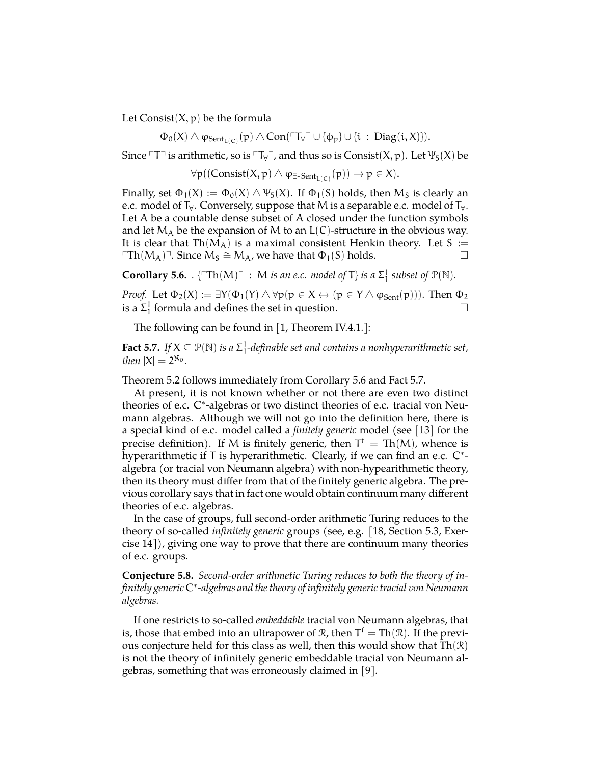Let Consist$(X, p)$ be the formula

$$\Phi_0(X) \wedge \varphi_{\mathrm{Sent}_{L(C)}}(p) \wedge \mathrm{Con}(\ulcorner T_\forall \urcorner \cup \{\phi_p\} \cup \{i : \mathrm{Diag}(i, X)\}).$$

Since $\ulcorner T \urcorner$ is arithmetic, so is $\ulcorner T_\forall \urcorner$, and thus so is Consist$(X, p)$. Let $\Psi_5(X)$ be

$$\forall p((\mathrm{Consist}(X, p) \wedge \varphi_{\exists\text{-}\mathrm{Sent}_{L(C)}}(p)) \rightarrow p \in X).$$

Finally, set $\Phi_1(X) := \Phi_0(X) \wedge \Psi_5(X)$. If $\Phi_1(S)$ holds, then $M_S$ is clearly an e.c. model of $T_\forall$. Conversely, suppose that $M$ is a separable e.c. model of $T_\forall$. Let $A$ be a countable dense subset of $A$ closed under the function symbols and let $M_A$ be the expansion of $M$ to an $L(C)$-structure in the obvious way. It is clear that $\mathrm{Th}(M_A)$ is a maximal consistent Henkin theory. Let $S := \ulcorner \mathrm{Th}(M_A) \urcorner$. Since $M_S \cong M_A$, we have that $\Phi_1(S)$ holds. □

**Corollary 5.6.** . *$\{\ulcorner \mathrm{Th}(M) \urcorner : M$ is an e.c. model of $T\}$ is a $\Sigma^1_1$ subset of $\mathcal{P}(\mathbb{N})$.*

*Proof.* Let $\Phi_2(X) := \exists Y(\Phi_1(Y) \wedge \forall p(p \in X \leftrightarrow (p \in Y \wedge \varphi_{\mathrm{Sent}}(p)))$. Then $\Phi_2$ is a $\Sigma^1_1$ formula and defines the set in question. □

The following can be found in [1, Theorem IV.4.1.]:

**Fact 5.7.** *If $X \subseteq \mathcal{P}(\mathbb{N})$ is a $\Sigma^1_1$-definable set and contains a nonhyperarithmetic set, then $|X| = 2^{\aleph_0}$.*

Theorem 5.2 follows immediately from Corollary 5.6 and Fact 5.7.

At present, it is not known whether or not there are even two distinct theories of e.c. $C^*$-algebras or two distinct theories of e.c. tracial von Neumann algebras. Although we will not go into the definition here, there is a special kind of e.c. model called a *finitely generic* model (see [13] for the precise definition). If $M$ is finitely generic, then $T^f = \mathrm{Th}(M)$, whence is hyperarithmetic if $T$ is hyperarithmetic. Clearly, if we can find an e.c. $C^*$-algebra (or tracial von Neumann algebra) with non-hypearithmetic theory, then its theory must differ from that of the finitely generic algebra. The previous corollary says that in fact one would obtain continuum many different theories of e.c. algebras.

In the case of groups, full second-order arithmetic Turing reduces to the theory of so-called *infinitely generic* groups (see, e.g. [18, Section 5.3, Exercise 14]), giving one way to prove that there are continuum many theories of e.c. groups.

**Conjecture 5.8.** *Second-order arithmetic Turing reduces to both the theory of infinitely generic $C^*$-algebras and the theory of infinitely generic tracial von Neumann algebras.*

If one restricts to so-called *embeddable* tracial von Neumann algebras, that is, those that embed into an ultrapower of $\mathcal{R}$, then $T^f = \mathrm{Th}(\mathcal{R})$. If the previous conjecture held for this class as well, then this would show that $\mathrm{Th}(\mathcal{R})$ is not the theory of infinitely generic embeddable tracial von Neumann algebras, something that was erroneously claimed in [9].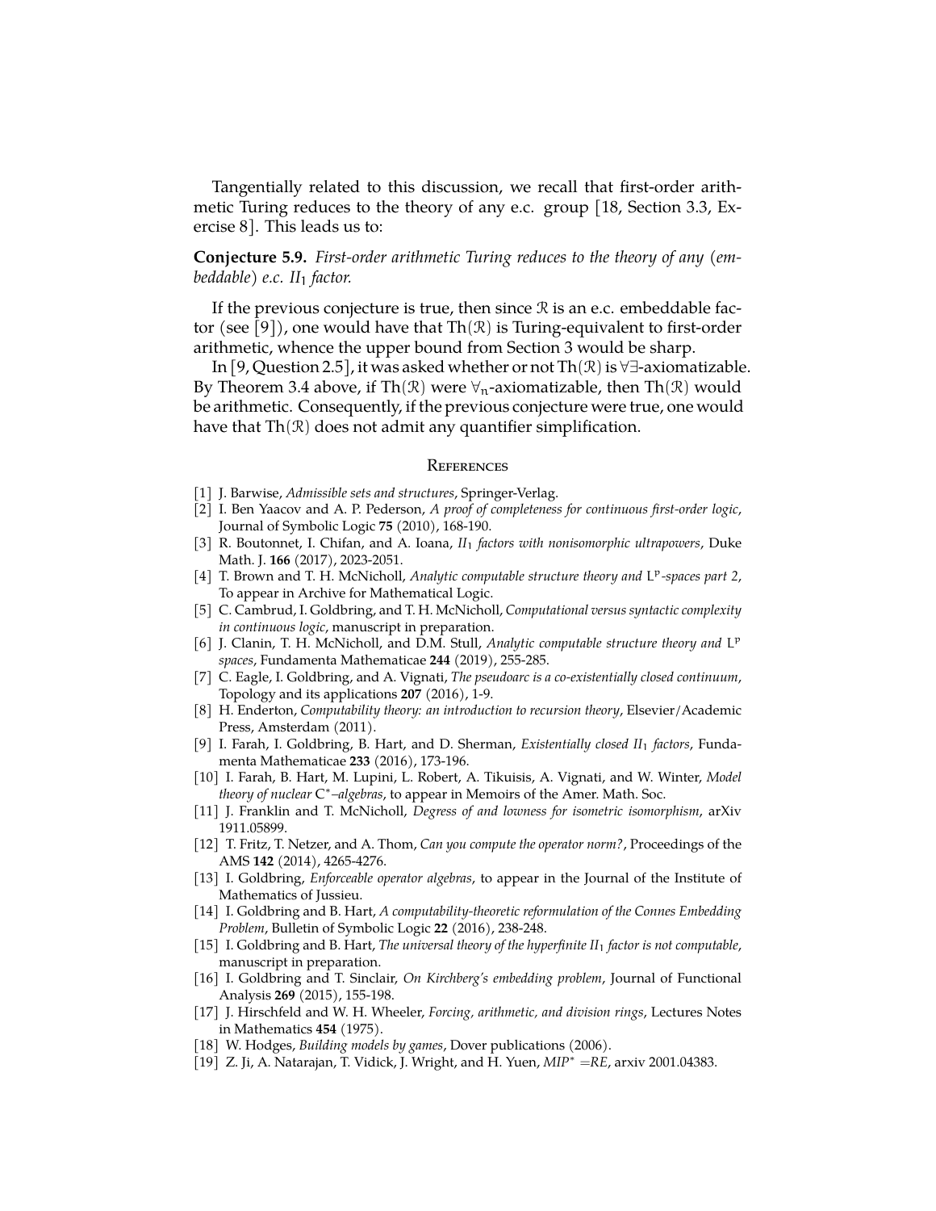Tangentially related to this discussion, we recall that first-order arithmetic Turing reduces to the theory of any e.c. group [18, Section 3.3, Exercise 8]. This leads us to:

**Conjecture 5.9.** *First-order arithmetic Turing reduces to the theory of any (embeddable) e.c. $II_1$ factor.*

If the previous conjecture is true, then since $\mathcal{R}$ is an e.c. embeddable factor (see [9]), one would have that $\mathrm{Th}(\mathcal{R})$ is Turing-equivalent to first-order arithmetic, whence the upper bound from Section 3 would be sharp.

In [9, Question 2.5], it was asked whether or not $\mathrm{Th}(\mathcal{R})$ is $\forall\exists$-axiomatizable. By Theorem 3.4 above, if $\mathrm{Th}(\mathcal{R})$ were $\forall_n$-axiomatizable, then $\mathrm{Th}(\mathcal{R})$ would be arithmetic. Consequently, if the previous conjecture were true, one would have that $\mathrm{Th}(\mathcal{R})$ does not admit any quantifier simplification.

## References

[1] J. Barwise, *Admissible sets and structures*, Springer-Verlag.

[2] I. Ben Yaacov and A. P. Pederson, *A proof of completeness for continuous first-order logic*, Journal of Symbolic Logic **75** (2010), 168-190.

[3] R. Boutonnet, I. Chifan, and A. Ioana, *$II_1$ factors with nonisomorphic ultrapowers*, Duke Math. J. **166** (2017), 2023-2051.

[4] T. Brown and T. H. McNicholl, *Analytic computable structure theory and $L^p$-spaces part 2*, To appear in Archive for Mathematical Logic.

[5] C. Cambrud, I. Goldbring, and T. H. McNicholl, *Computational versus syntactic complexity in continuous logic*, manuscript in preparation.

[6] J. Clanin, T. H. McNicholl, and D.M. Stull, *Analytic computable structure theory and $L^p$ spaces*, Fundamenta Mathematicae **244** (2019), 255-285.

[7] C. Eagle, I. Goldbring, and A. Vignati, *The pseudoarc is a co-existentially closed continuum*, Topology and its applications **207** (2016), 1-9.

[8] H. Enderton, *Computability theory: an introduction to recursion theory*, Elsevier/Academic Press, Amsterdam (2011).

[9] I. Farah, I. Goldbring, B. Hart, and D. Sherman, *Existentially closed $II_1$ factors*, Fundamenta Mathematicae **233** (2016), 173-196.

[10] I. Farah, B. Hart, M. Lupini, L. Robert, A. Tikuisis, A. Vignati, and W. Winter, *Model theory of nuclear $C^*$–algebras*, to appear in Memoirs of the Amer. Math. Soc.

[11] J. Franklin and T. McNicholl, *Degress of and lowness for isometric isomorphism*, arXiv 1911.05899.

[12] T. Fritz, T. Netzer, and A. Thom, *Can you compute the operator norm?*, Proceedings of the AMS **142** (2014), 4265-4276.

[13] I. Goldbring, *Enforceable operator algebras*, to appear in the Journal of the Institute of Mathematics of Jussieu.

[14] I. Goldbring and B. Hart, *A computability-theoretic reformulation of the Connes Embedding Problem*, Bulletin of Symbolic Logic **22** (2016), 238-248.

[15] I. Goldbring and B. Hart, *The universal theory of the hyperfinite $II_1$ factor is not computable*, manuscript in preparation.

[16] I. Goldbring and T. Sinclair, *On Kirchberg's embedding problem*, Journal of Functional Analysis **269** (2015), 155-198.

[17] J. Hirschfeld and W. H. Wheeler, *Forcing, arithmetic, and division rings*, Lectures Notes in Mathematics **454** (1975).

[18] W. Hodges, *Building models by games*, Dover publications (2006).

[19] Z. Ji, A. Natarajan, T. Vidick, J. Wright, and H. Yuen, *$MIP^* = RE$*, arxiv 2001.04383.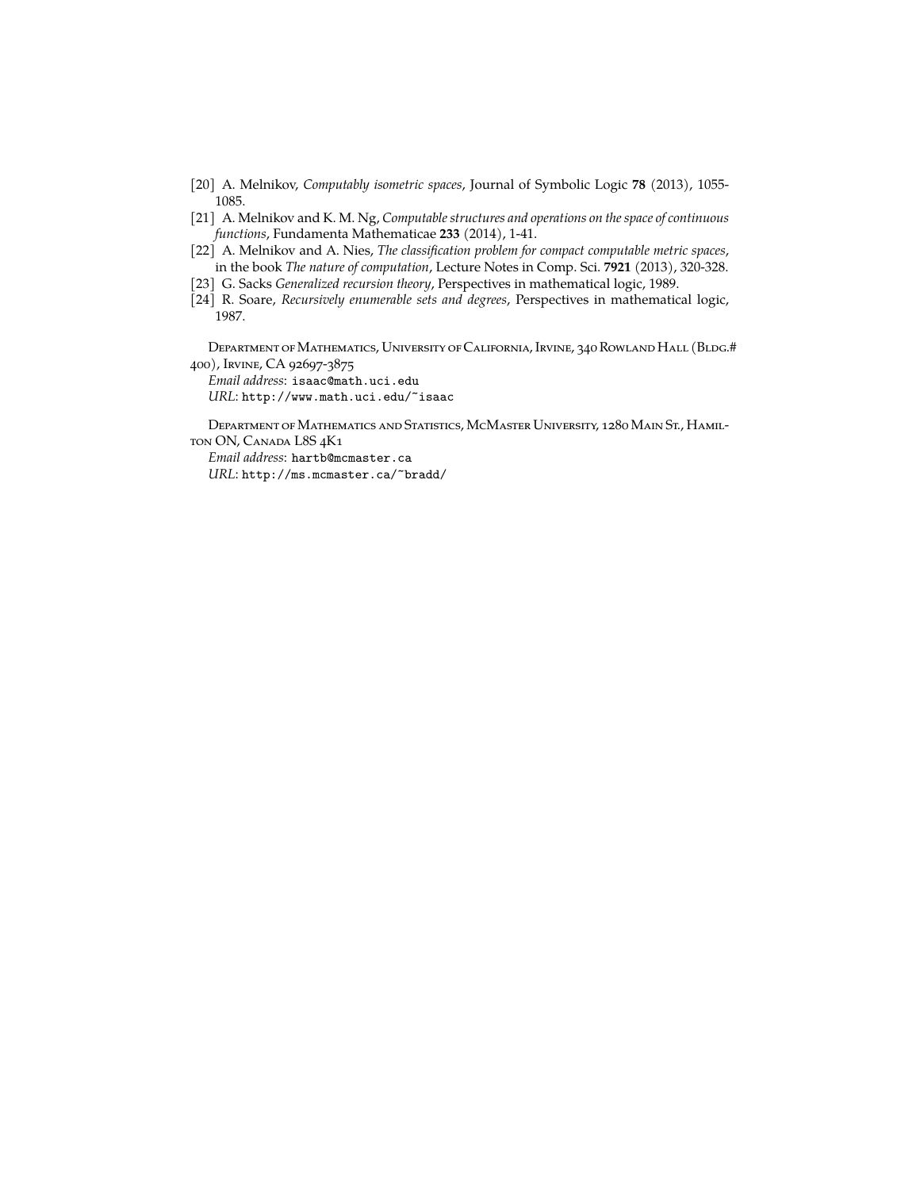[20] A. Melnikov, *Computably isometric spaces*, Journal of Symbolic Logic **78** (2013), 1055-1085.

[21] A. Melnikov and K. M. Ng, *Computable structures and operations on the space of continuous functions*, Fundamenta Mathematicae **233** (2014), 1-41.

[22] A. Melnikov and A. Nies, *The classification problem for compact computable metric spaces*, in the book *The nature of computation*, Lecture Notes in Comp. Sci. **7921** (2013), 320-328.

[23] G. Sacks *Generalized recursion theory*, Perspectives in mathematical logic, 1989.

[24] R. Soare, *Recursively enumerable sets and degrees*, Perspectives in mathematical logic, 1987.

Department of Mathematics, University of California, Irvine, 340 Rowland Hall (Bldg.# 400), Irvine, CA 92697-3875

*Email address*: isaac@math.uci.edu

*URL*: http://www.math.uci.edu/~isaac

Department of Mathematics and Statistics, McMaster University, 1280 Main St., Hamilton ON, Canada L8S 4K1

*Email address*: hartb@mcmaster.ca

*URL*: http://ms.mcmaster.ca/~bradd/